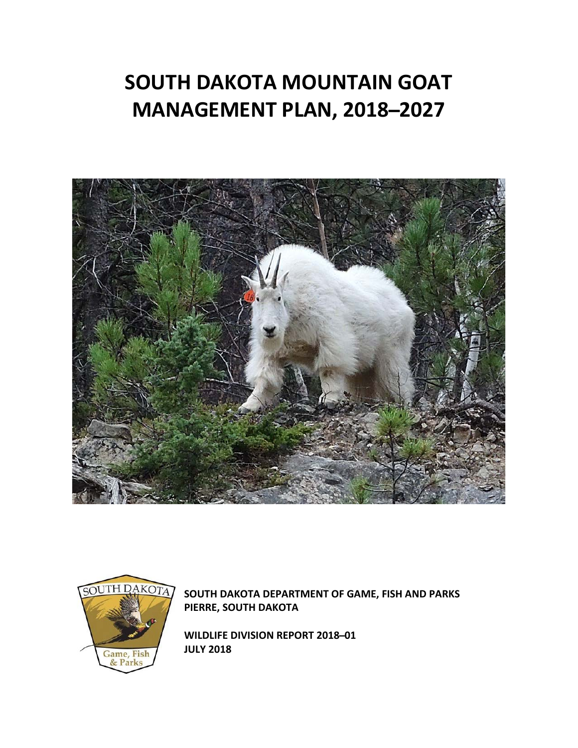# SOUTH DAKOTA MOUNTAIN GOAT MANAGEMENT PLAN, 2018–2027

**SOUTH DAKOTA DEPARTMENT OF GAME, FISH AND PARKS**
**PIERRE, SOUTH DAKOTA**

**WILDLIFE DIVISION REPORT 2018–01**
**JULY 2018**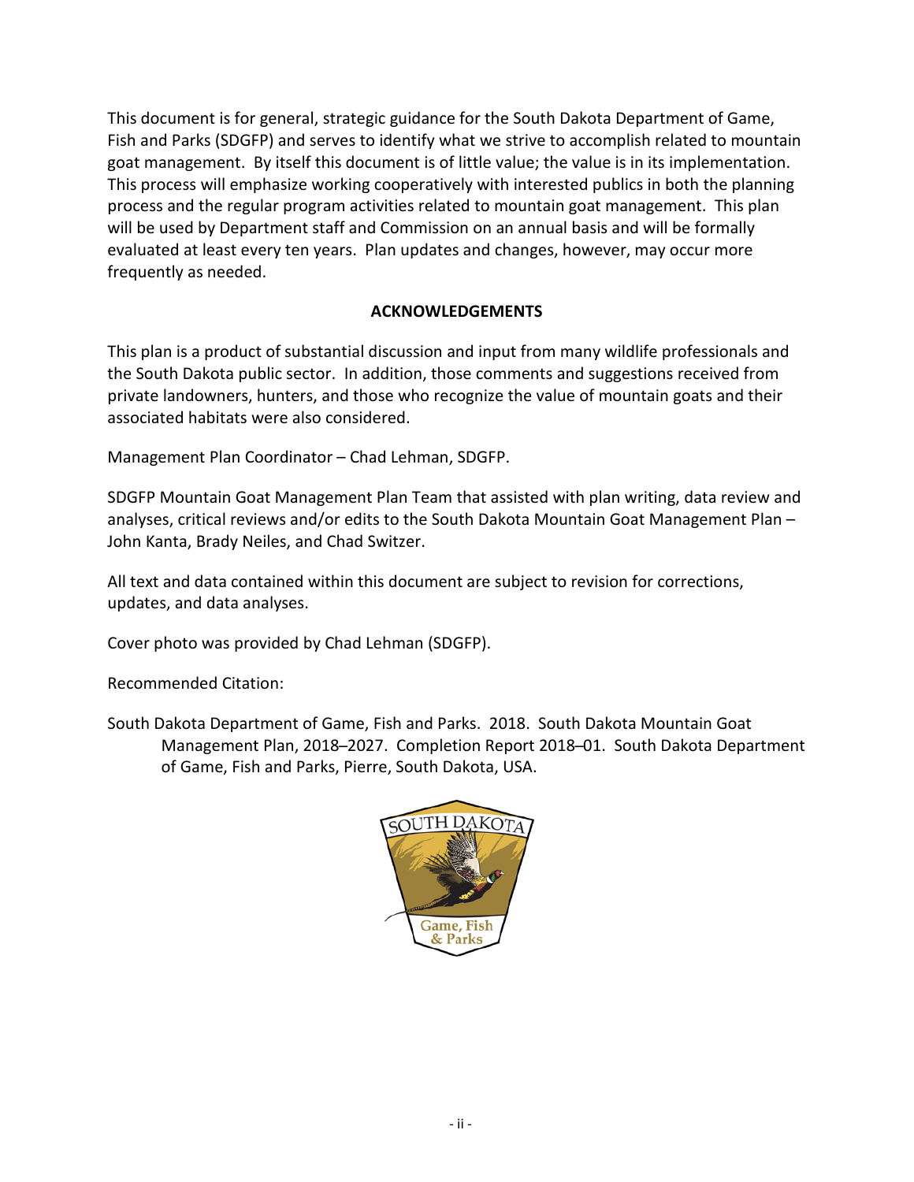This document is for general, strategic guidance for the South Dakota Department of Game, Fish and Parks (SDGFP) and serves to identify what we strive to accomplish related to mountain goat management. By itself this document is of little value; the value is in its implementation. This process will emphasize working cooperatively with interested publics in both the planning process and the regular program activities related to mountain goat management. This plan will be used by Department staff and Commission on an annual basis and will be formally evaluated at least every ten years. Plan updates and changes, however, may occur more frequently as needed.

## ACKNOWLEDGEMENTS

This plan is a product of substantial discussion and input from many wildlife professionals and the South Dakota public sector. In addition, those comments and suggestions received from private landowners, hunters, and those who recognize the value of mountain goats and their associated habitats were also considered.

Management Plan Coordinator – Chad Lehman, SDGFP.

SDGFP Mountain Goat Management Plan Team that assisted with plan writing, data review and analyses, critical reviews and/or edits to the South Dakota Mountain Goat Management Plan – John Kanta, Brady Neiles, and Chad Switzer.

All text and data contained within this document are subject to revision for corrections, updates, and data analyses.

Cover photo was provided by Chad Lehman (SDGFP).

Recommended Citation:

South Dakota Department of Game, Fish and Parks. 2018. South Dakota Mountain Goat Management Plan, 2018–2027. Completion Report 2018–01. South Dakota Department of Game, Fish and Parks, Pierre, South Dakota, USA.

SOUTH DAKOTA Game, Fish & Parks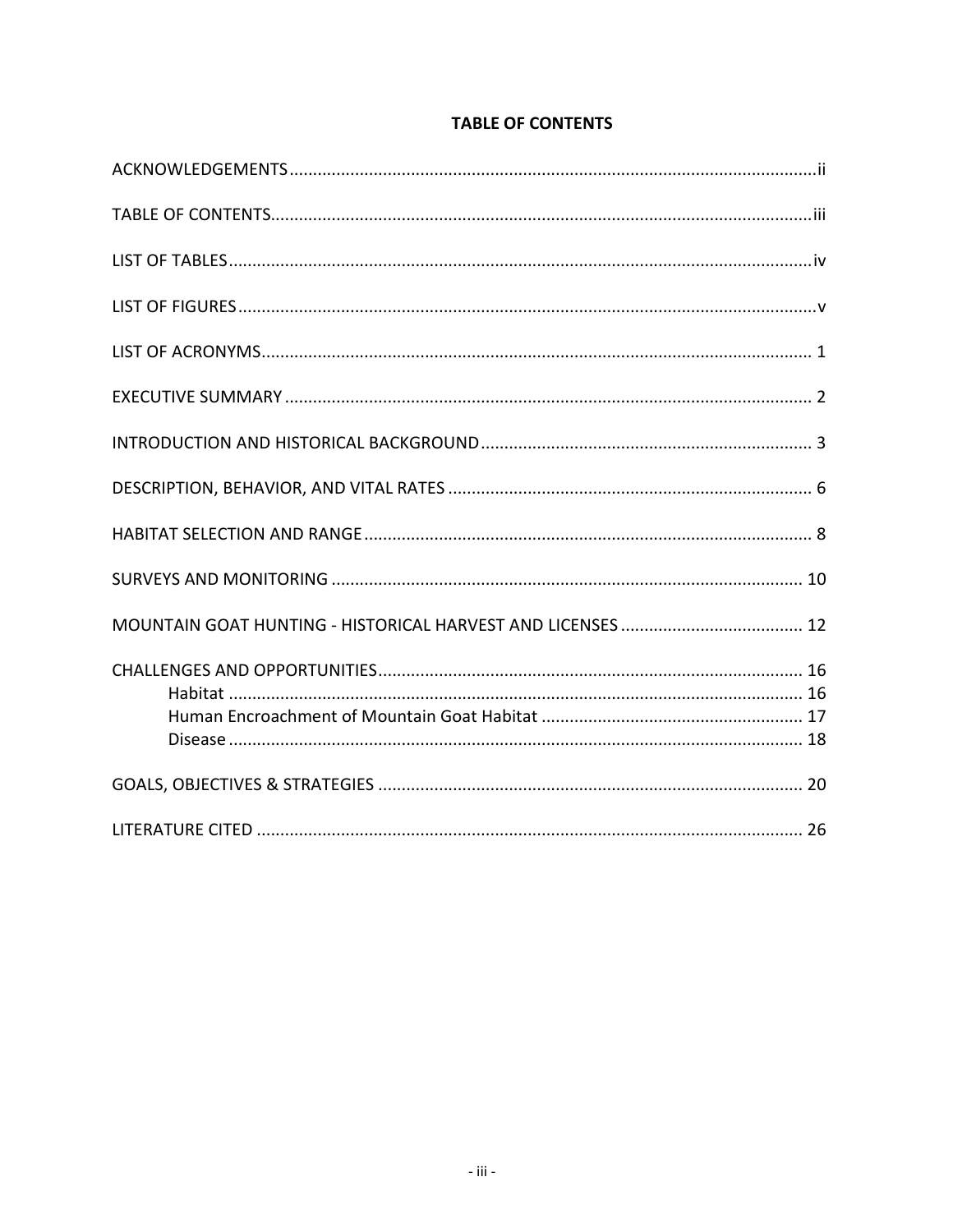# TABLE OF CONTENTS

ACKNOWLEDGEMENTS ................................................................ ii

TABLE OF CONTENTS ................................................................ iii

LIST OF TABLES ................................................................ iv

LIST OF FIGURES ................................................................ v

LIST OF ACRONYMS ................................................................ 1

EXECUTIVE SUMMARY ................................................................ 2

INTRODUCTION AND HISTORICAL BACKGROUND ................................................................ 3

DESCRIPTION, BEHAVIOR, AND VITAL RATES ................................................................ 6

HABITAT SELECTION AND RANGE ................................................................ 8

SURVEYS AND MONITORING ................................................................ 10

MOUNTAIN GOAT HUNTING - HISTORICAL HARVEST AND LICENSES ................................................................ 12

CHALLENGES AND OPPORTUNITIES ................................................................ 16
- Habitat ................................................................ 16
- Human Encroachment of Mountain Goat Habitat ................................................................ 17
- Disease ................................................................ 18

GOALS, OBJECTIVES & STRATEGIES ................................................................ 20

LITERATURE CITED ................................................................ 26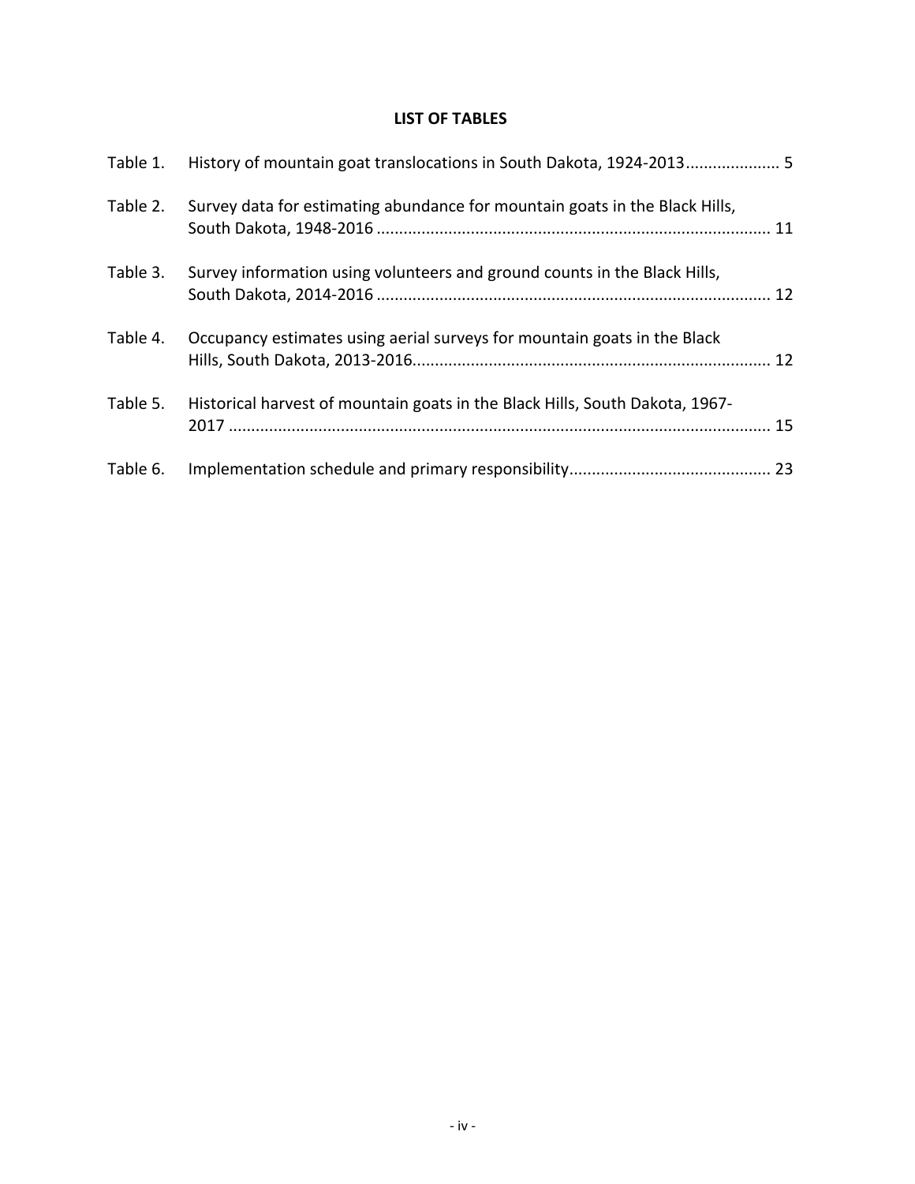## LIST OF TABLES

Table 1. History of mountain goat translocations in South Dakota, 1924-2013 .................... 5

Table 2. Survey data for estimating abundance for mountain goats in the Black Hills, South Dakota, 1948-2016 ....................................................................................... 11

Table 3. Survey information using volunteers and ground counts in the Black Hills, South Dakota, 2014-2016 ....................................................................................... 12

Table 4. Occupancy estimates using aerial surveys for mountain goats in the Black Hills, South Dakota, 2013-2016................................................................................ 12

Table 5. Historical harvest of mountain goats in the Black Hills, South Dakota, 1967-2017 ....................................................................................................................... 15

Table 6. Implementation schedule and primary responsibility............................................ 23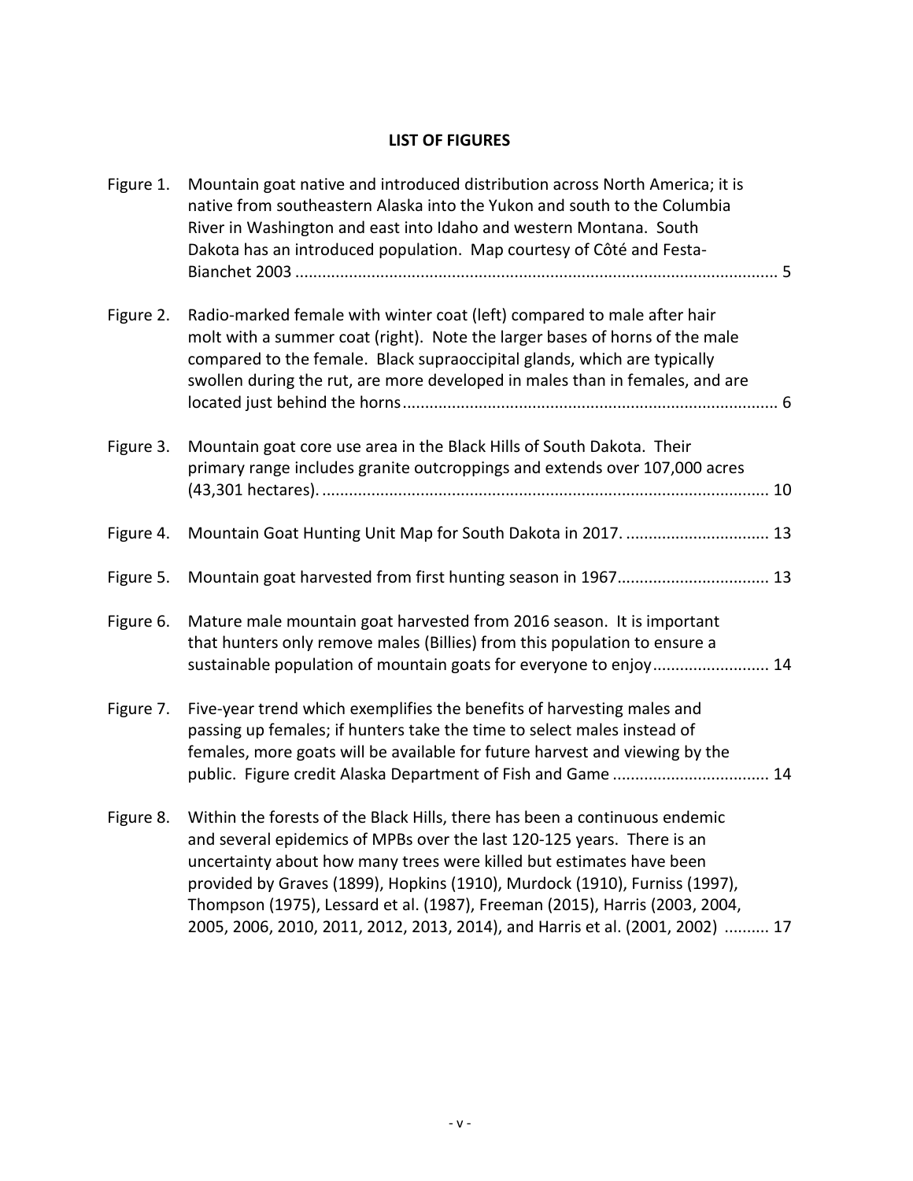## LIST OF FIGURES

Figure 1. Mountain goat native and introduced distribution across North America; it is native from southeastern Alaska into the Yukon and south to the Columbia River in Washington and east into Idaho and western Montana. South Dakota has an introduced population. Map courtesy of Côté and Festa-Bianchet 2003 .......... 5

Figure 2. Radio-marked female with winter coat (left) compared to male after hair molt with a summer coat (right). Note the larger bases of horns of the male compared to the female. Black supraoccipital glands, which are typically swollen during the rut, are more developed in males than in females, and are located just behind the horns .......... 6

Figure 3. Mountain goat core use area in the Black Hills of South Dakota. Their primary range includes granite outcroppings and extends over 107,000 acres (43,301 hectares). .......... 10

Figure 4. Mountain Goat Hunting Unit Map for South Dakota in 2017. .......... 13

Figure 5. Mountain goat harvested from first hunting season in 1967.......... 13

Figure 6. Mature male mountain goat harvested from 2016 season. It is important that hunters only remove males (Billies) from this population to ensure a sustainable population of mountain goats for everyone to enjoy.......... 14

Figure 7. Five-year trend which exemplifies the benefits of harvesting males and passing up females; if hunters take the time to select males instead of females, more goats will be available for future harvest and viewing by the public. Figure credit Alaska Department of Fish and Game .......... 14

Figure 8. Within the forests of the Black Hills, there has been a continuous endemic and several epidemics of MPBs over the last 120-125 years. There is an uncertainty about how many trees were killed but estimates have been provided by Graves (1899), Hopkins (1910), Murdock (1910), Furniss (1997), Thompson (1975), Lessard et al. (1987), Freeman (2015), Harris (2003, 2004, 2005, 2006, 2010, 2011, 2012, 2013, 2014), and Harris et al. (2001, 2002) .......... 17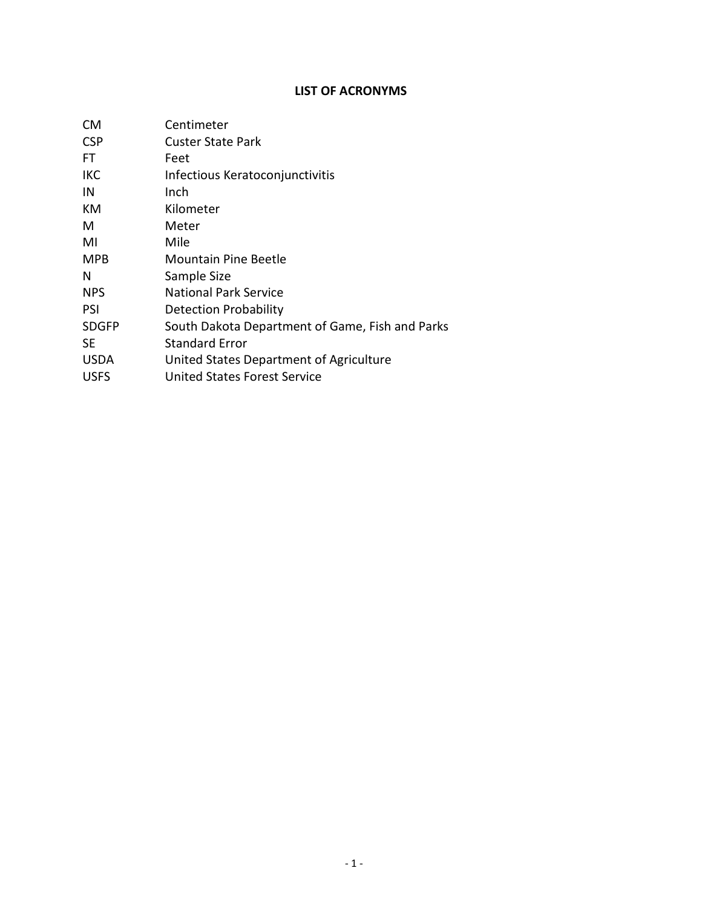## LIST OF ACRONYMS

| | |
|---|---|
| CM | Centimeter |
| CSP | Custer State Park |
| FT | Feet |
| IKC | Infectious Keratoconjunctivitis |
| IN | Inch |
| KM | Kilometer |
| M | Meter |
| MI | Mile |
| MPB | Mountain Pine Beetle |
| N | Sample Size |
| NPS | National Park Service |
| PSI | Detection Probability |
| SDGFP | South Dakota Department of Game, Fish and Parks |
| SE | Standard Error |
| USDA | United States Department of Agriculture |
| USFS | United States Forest Service |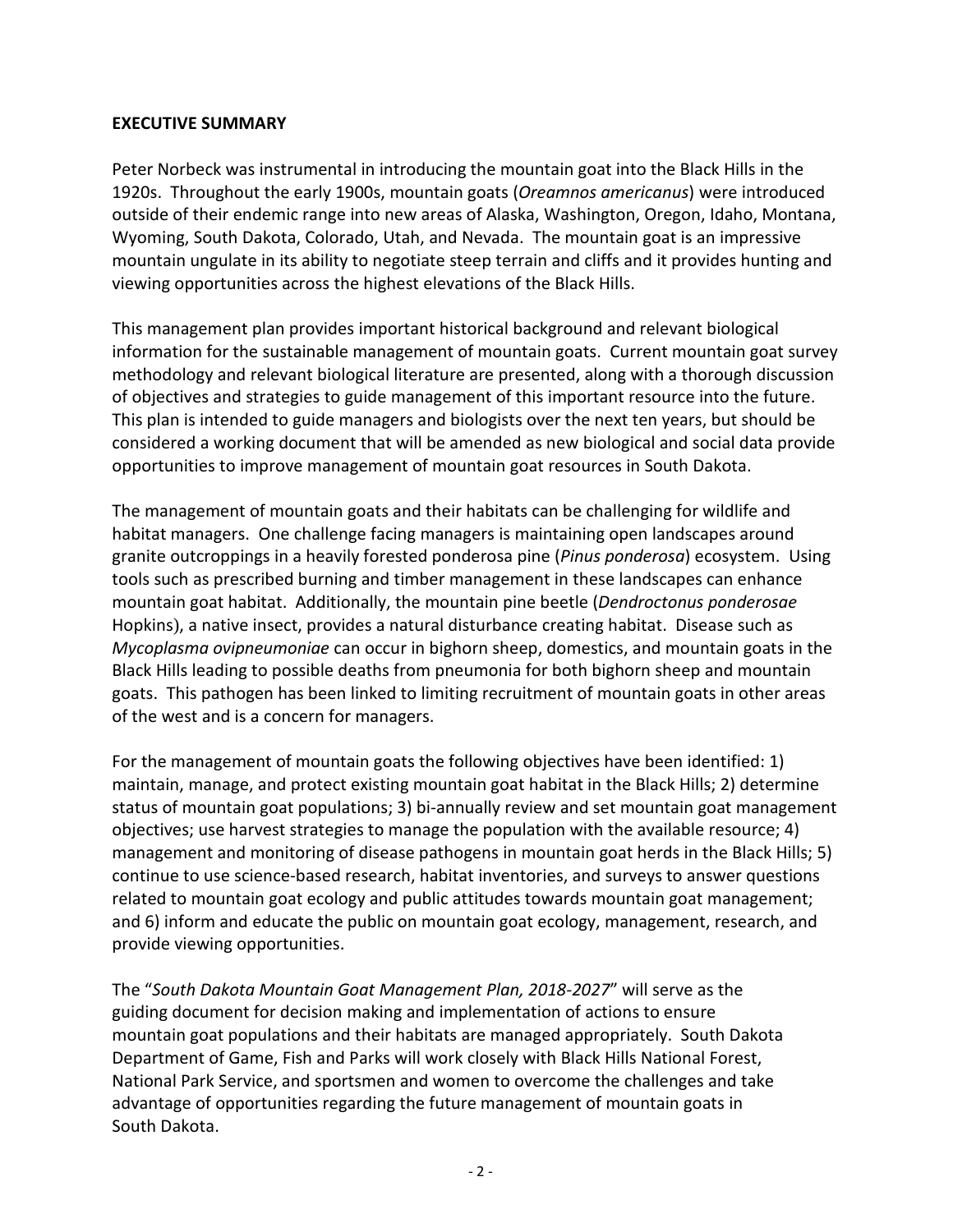## EXECUTIVE SUMMARY

Peter Norbeck was instrumental in introducing the mountain goat into the Black Hills in the 1920s. Throughout the early 1900s, mountain goats (*Oreamnos americanus*) were introduced outside of their endemic range into new areas of Alaska, Washington, Oregon, Idaho, Montana, Wyoming, South Dakota, Colorado, Utah, and Nevada. The mountain goat is an impressive mountain ungulate in its ability to negotiate steep terrain and cliffs and it provides hunting and viewing opportunities across the highest elevations of the Black Hills.

This management plan provides important historical background and relevant biological information for the sustainable management of mountain goats. Current mountain goat survey methodology and relevant biological literature are presented, along with a thorough discussion of objectives and strategies to guide management of this important resource into the future. This plan is intended to guide managers and biologists over the next ten years, but should be considered a working document that will be amended as new biological and social data provide opportunities to improve management of mountain goat resources in South Dakota.

The management of mountain goats and their habitats can be challenging for wildlife and habitat managers. One challenge facing managers is maintaining open landscapes around granite outcroppings in a heavily forested ponderosa pine (*Pinus ponderosa*) ecosystem. Using tools such as prescribed burning and timber management in these landscapes can enhance mountain goat habitat. Additionally, the mountain pine beetle (*Dendroctonus ponderosae* Hopkins), a native insect, provides a natural disturbance creating habitat. Disease such as *Mycoplasma ovipneumoniae* can occur in bighorn sheep, domestics, and mountain goats in the Black Hills leading to possible deaths from pneumonia for both bighorn sheep and mountain goats. This pathogen has been linked to limiting recruitment of mountain goats in other areas of the west and is a concern for managers.

For the management of mountain goats the following objectives have been identified: 1) maintain, manage, and protect existing mountain goat habitat in the Black Hills; 2) determine status of mountain goat populations; 3) bi-annually review and set mountain goat management objectives; use harvest strategies to manage the population with the available resource; 4) management and monitoring of disease pathogens in mountain goat herds in the Black Hills; 5) continue to use science-based research, habitat inventories, and surveys to answer questions related to mountain goat ecology and public attitudes towards mountain goat management; and 6) inform and educate the public on mountain goat ecology, management, research, and provide viewing opportunities.

The "*South Dakota Mountain Goat Management Plan, 2018-2027*" will serve as the guiding document for decision making and implementation of actions to ensure mountain goat populations and their habitats are managed appropriately. South Dakota Department of Game, Fish and Parks will work closely with Black Hills National Forest, National Park Service, and sportsmen and women to overcome the challenges and take advantage of opportunities regarding the future management of mountain goats in South Dakota.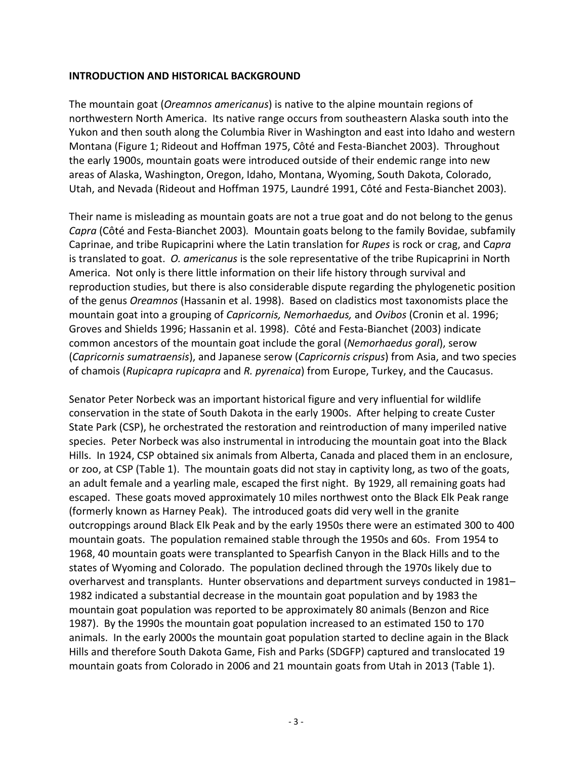## INTRODUCTION AND HISTORICAL BACKGROUND

The mountain goat (*Oreamnos americanus*) is native to the alpine mountain regions of northwestern North America. Its native range occurs from southeastern Alaska south into the Yukon and then south along the Columbia River in Washington and east into Idaho and western Montana (Figure 1; Rideout and Hoffman 1975, Côté and Festa-Bianchet 2003). Throughout the early 1900s, mountain goats were introduced outside of their endemic range into new areas of Alaska, Washington, Oregon, Idaho, Montana, Wyoming, South Dakota, Colorado, Utah, and Nevada (Rideout and Hoffman 1975, Laundré 1991, Côté and Festa-Bianchet 2003).

Their name is misleading as mountain goats are not a true goat and do not belong to the genus *Capra* (Côté and Festa-Bianchet 2003). Mountain goats belong to the family Bovidae, subfamily Caprinae, and tribe Rupicaprini where the Latin translation for *Rupes* is rock or crag, and C*apra* is translated to goat. *O. americanus* is the sole representative of the tribe Rupicaprini in North America. Not only is there little information on their life history through survival and reproduction studies, but there is also considerable dispute regarding the phylogenetic position of the genus *Oreamnos* (Hassanin et al. 1998). Based on cladistics most taxonomists place the mountain goat into a grouping of *Capricornis, Nemorhaedus,* and *Ovibos* (Cronin et al. 1996; Groves and Shields 1996; Hassanin et al. 1998). Côté and Festa-Bianchet (2003) indicate common ancestors of the mountain goat include the goral (*Nemorhaedus goral*), serow (*Capricornis sumatraensis*), and Japanese serow (*Capricornis crispus*) from Asia, and two species of chamois (*Rupicapra rupicapra* and *R. pyrenaica*) from Europe, Turkey, and the Caucasus.

Senator Peter Norbeck was an important historical figure and very influential for wildlife conservation in the state of South Dakota in the early 1900s. After helping to create Custer State Park (CSP), he orchestrated the restoration and reintroduction of many imperiled native species. Peter Norbeck was also instrumental in introducing the mountain goat into the Black Hills. In 1924, CSP obtained six animals from Alberta, Canada and placed them in an enclosure, or zoo, at CSP (Table 1). The mountain goats did not stay in captivity long, as two of the goats, an adult female and a yearling male, escaped the first night. By 1929, all remaining goats had escaped. These goats moved approximately 10 miles northwest onto the Black Elk Peak range (formerly known as Harney Peak). The introduced goats did very well in the granite outcroppings around Black Elk Peak and by the early 1950s there were an estimated 300 to 400 mountain goats. The population remained stable through the 1950s and 60s. From 1954 to 1968, 40 mountain goats were transplanted to Spearfish Canyon in the Black Hills and to the states of Wyoming and Colorado. The population declined through the 1970s likely due to overharvest and transplants. Hunter observations and department surveys conducted in 1981–1982 indicated a substantial decrease in the mountain goat population and by 1983 the mountain goat population was reported to be approximately 80 animals (Benzon and Rice 1987). By the 1990s the mountain goat population increased to an estimated 150 to 170 animals. In the early 2000s the mountain goat population started to decline again in the Black Hills and therefore South Dakota Game, Fish and Parks (SDGFP) captured and translocated 19 mountain goats from Colorado in 2006 and 21 mountain goats from Utah in 2013 (Table 1).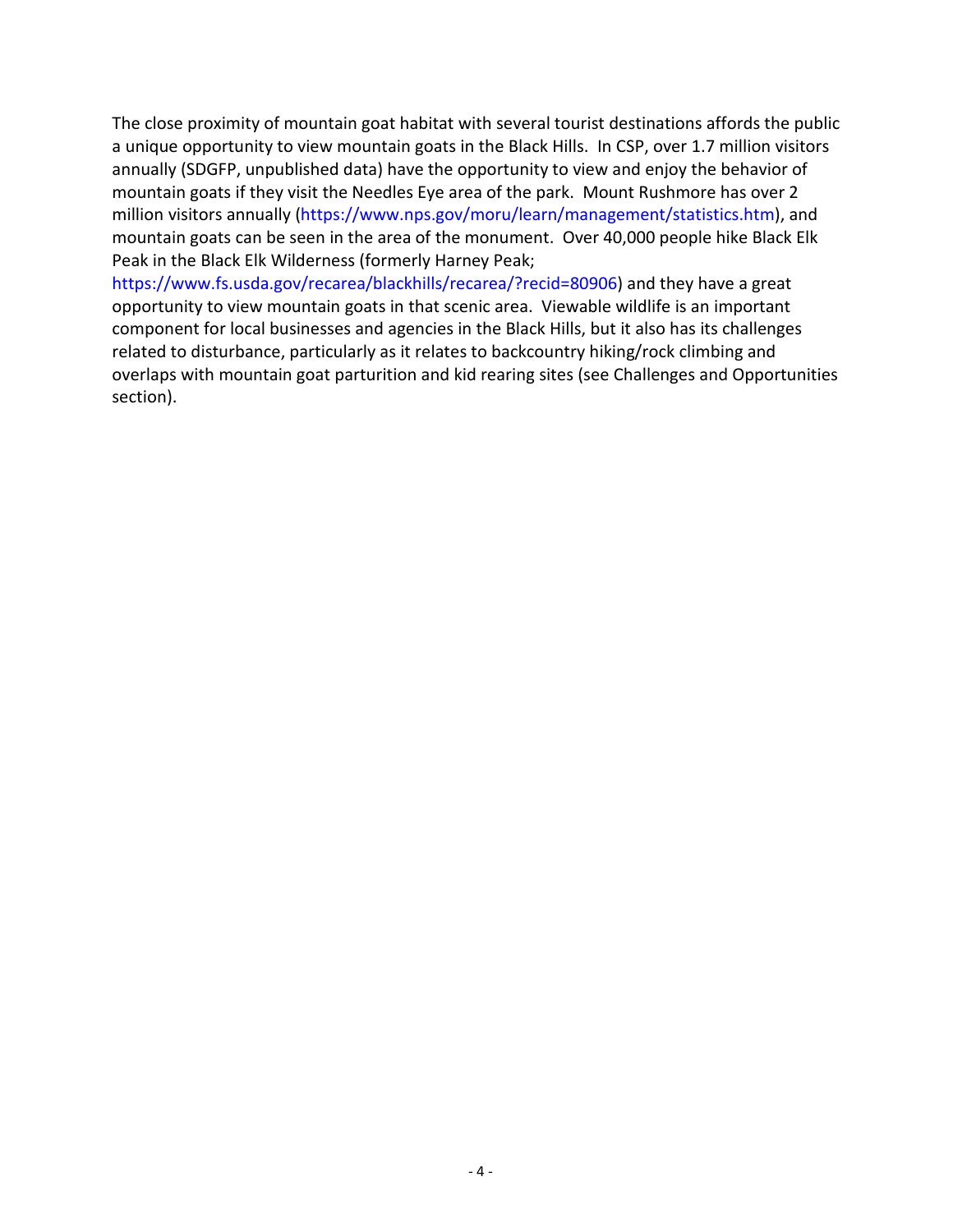The close proximity of mountain goat habitat with several tourist destinations affords the public a unique opportunity to view mountain goats in the Black Hills. In CSP, over 1.7 million visitors annually (SDGFP, unpublished data) have the opportunity to view and enjoy the behavior of mountain goats if they visit the Needles Eye area of the park. Mount Rushmore has over 2 million visitors annually (https://www.nps.gov/moru/learn/management/statistics.htm), and mountain goats can be seen in the area of the monument. Over 40,000 people hike Black Elk Peak in the Black Elk Wilderness (formerly Harney Peak; https://www.fs.usda.gov/recarea/blackhills/recarea/?recid=80906) and they have a great opportunity to view mountain goats in that scenic area. Viewable wildlife is an important component for local businesses and agencies in the Black Hills, but it also has its challenges related to disturbance, particularly as it relates to backcountry hiking/rock climbing and overlaps with mountain goat parturition and kid rearing sites (see Challenges and Opportunities section).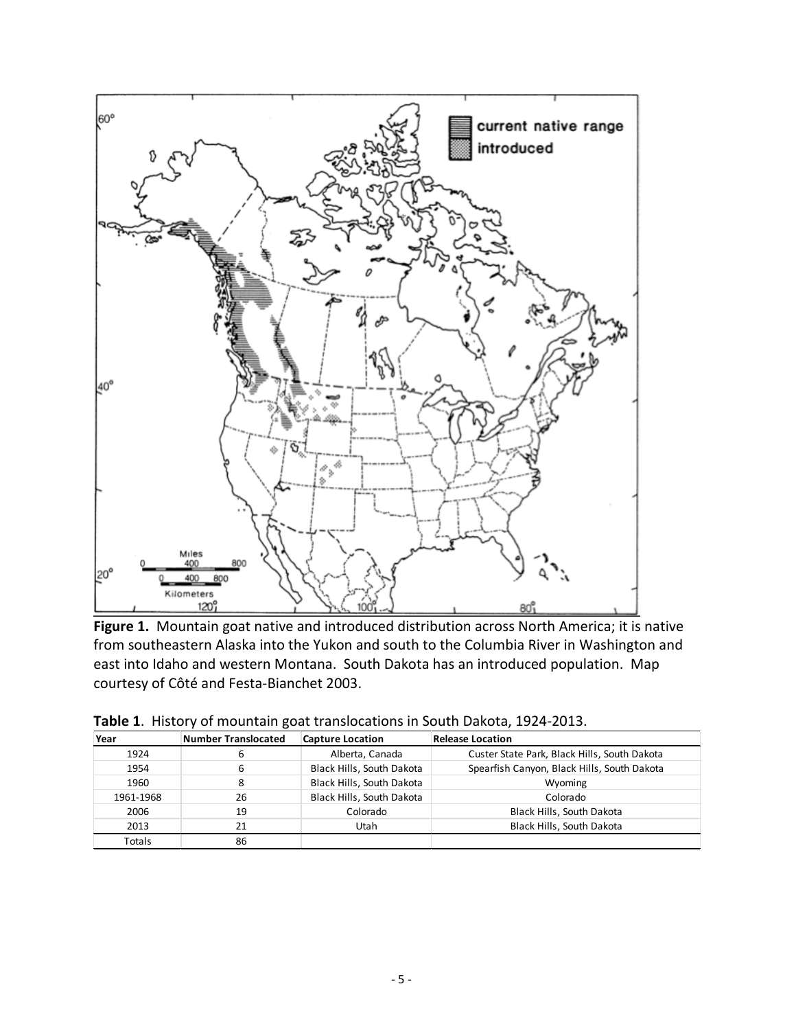current native range
introduced

60°
40°
20°

Miles
0 400 800
0 400 800
Kilometers
120°
100°
80°

**Figure 1.** Mountain goat native and introduced distribution across North America; it is native from southeastern Alaska into the Yukon and south to the Columbia River in Washington and east into Idaho and western Montana. South Dakota has an introduced population. Map courtesy of Côté and Festa-Bianchet 2003.

**Table 1**. History of mountain goat translocations in South Dakota, 1924-2013.

| Year | Number Translocated | Capture Location | Release Location |
|---|---|---|---|
| 1924 | 6 | Alberta, Canada | Custer State Park, Black Hills, South Dakota |
| 1954 | 6 | Black Hills, South Dakota | Spearfish Canyon, Black Hills, South Dakota |
| 1960 | 8 | Black Hills, South Dakota | Wyoming |
| 1961-1968 | 26 | Black Hills, South Dakota | Colorado |
| 2006 | 19 | Colorado | Black Hills, South Dakota |
| 2013 | 21 | Utah | Black Hills, South Dakota |
| Totals | 86 | | |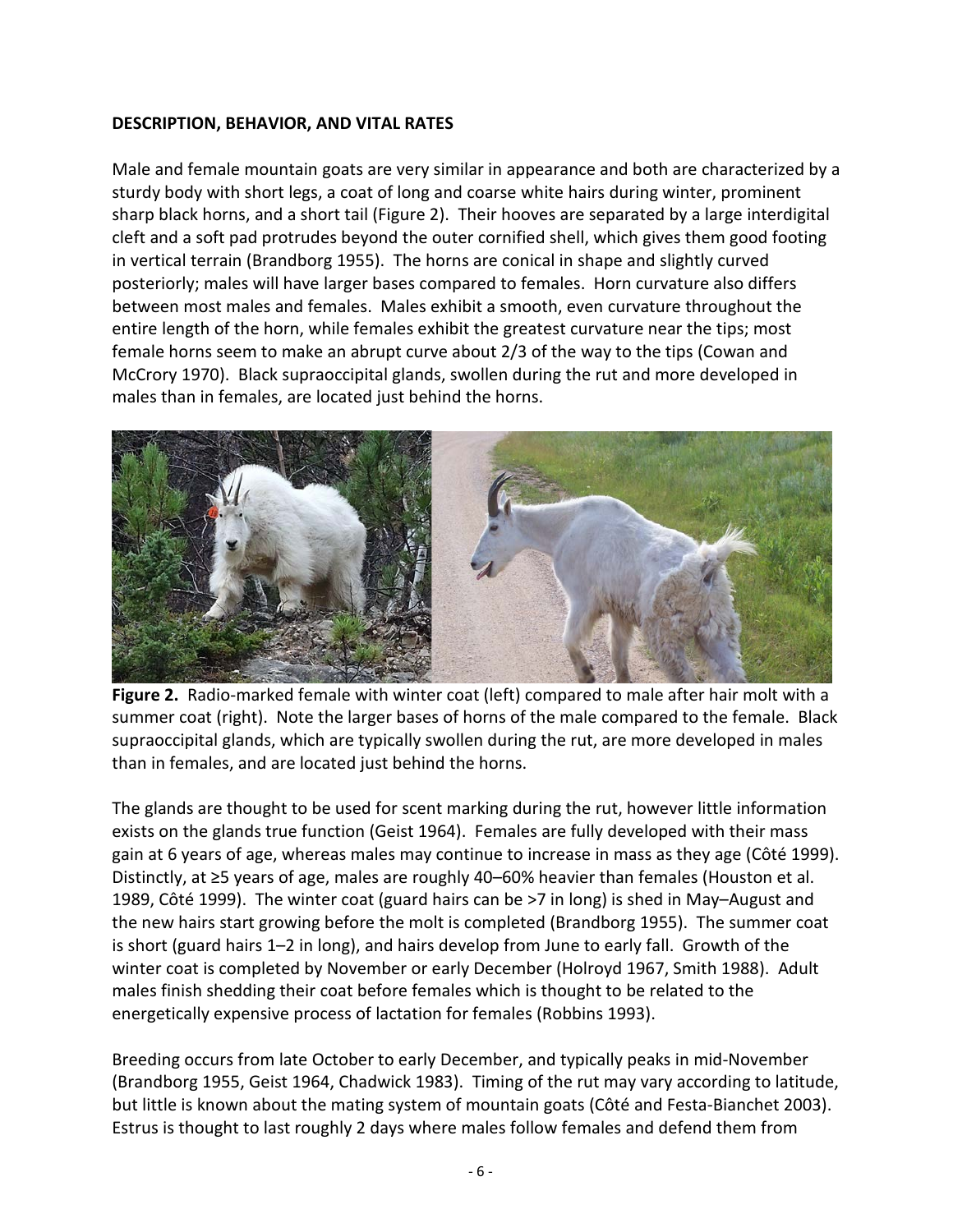## DESCRIPTION, BEHAVIOR, AND VITAL RATES

Male and female mountain goats are very similar in appearance and both are characterized by a sturdy body with short legs, a coat of long and coarse white hairs during winter, prominent sharp black horns, and a short tail (Figure 2). Their hooves are separated by a large interdigital cleft and a soft pad protrudes beyond the outer cornified shell, which gives them good footing in vertical terrain (Brandborg 1955). The horns are conical in shape and slightly curved posteriorly; males will have larger bases compared to females. Horn curvature also differs between most males and females. Males exhibit a smooth, even curvature throughout the entire length of the horn, while females exhibit the greatest curvature near the tips; most female horns seem to make an abrupt curve about 2/3 of the way to the tips (Cowan and McCrory 1970). Black supraoccipital glands, swollen during the rut and more developed in males than in females, are located just behind the horns.

**Figure 2.** Radio-marked female with winter coat (left) compared to male after hair molt with a summer coat (right). Note the larger bases of horns of the male compared to the female. Black supraoccipital glands, which are typically swollen during the rut, are more developed in males than in females, and are located just behind the horns.

The glands are thought to be used for scent marking during the rut, however little information exists on the glands true function (Geist 1964). Females are fully developed with their mass gain at 6 years of age, whereas males may continue to increase in mass as they age (Côté 1999). Distinctly, at ≥5 years of age, males are roughly 40–60% heavier than females (Houston et al. 1989, Côté 1999). The winter coat (guard hairs can be >7 in long) is shed in May–August and the new hairs start growing before the molt is completed (Brandborg 1955). The summer coat is short (guard hairs 1–2 in long), and hairs develop from June to early fall. Growth of the winter coat is completed by November or early December (Holroyd 1967, Smith 1988). Adult males finish shedding their coat before females which is thought to be related to the energetically expensive process of lactation for females (Robbins 1993).

Breeding occurs from late October to early December, and typically peaks in mid-November (Brandborg 1955, Geist 1964, Chadwick 1983). Timing of the rut may vary according to latitude, but little is known about the mating system of mountain goats (Côté and Festa-Bianchet 2003). Estrus is thought to last roughly 2 days where males follow females and defend them from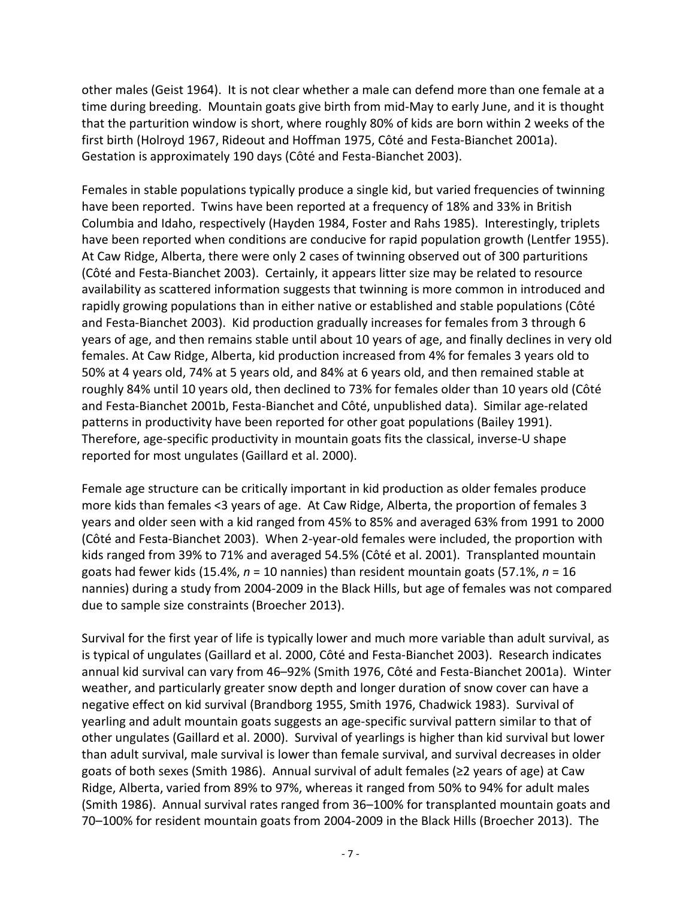other males (Geist 1964). It is not clear whether a male can defend more than one female at a time during breeding. Mountain goats give birth from mid-May to early June, and it is thought that the parturition window is short, where roughly 80% of kids are born within 2 weeks of the first birth (Holroyd 1967, Rideout and Hoffman 1975, Côté and Festa-Bianchet 2001a). Gestation is approximately 190 days (Côté and Festa-Bianchet 2003).

Females in stable populations typically produce a single kid, but varied frequencies of twinning have been reported. Twins have been reported at a frequency of 18% and 33% in British Columbia and Idaho, respectively (Hayden 1984, Foster and Rahs 1985). Interestingly, triplets have been reported when conditions are conducive for rapid population growth (Lentfer 1955). At Caw Ridge, Alberta, there were only 2 cases of twinning observed out of 300 parturitions (Côté and Festa-Bianchet 2003). Certainly, it appears litter size may be related to resource availability as scattered information suggests that twinning is more common in introduced and rapidly growing populations than in either native or established and stable populations (Côté and Festa-Bianchet 2003). Kid production gradually increases for females from 3 through 6 years of age, and then remains stable until about 10 years of age, and finally declines in very old females. At Caw Ridge, Alberta, kid production increased from 4% for females 3 years old to 50% at 4 years old, 74% at 5 years old, and 84% at 6 years old, and then remained stable at roughly 84% until 10 years old, then declined to 73% for females older than 10 years old (Côté and Festa-Bianchet 2001b, Festa-Bianchet and Côté, unpublished data). Similar age-related patterns in productivity have been reported for other goat populations (Bailey 1991). Therefore, age-specific productivity in mountain goats fits the classical, inverse-U shape reported for most ungulates (Gaillard et al. 2000).

Female age structure can be critically important in kid production as older females produce more kids than females <3 years of age. At Caw Ridge, Alberta, the proportion of females 3 years and older seen with a kid ranged from 45% to 85% and averaged 63% from 1991 to 2000 (Côté and Festa-Bianchet 2003). When 2-year-old females were included, the proportion with kids ranged from 39% to 71% and averaged 54.5% (Côté et al. 2001). Transplanted mountain goats had fewer kids (15.4%, $n$ = 10 nannies) than resident mountain goats (57.1%, $n$ = 16 nannies) during a study from 2004-2009 in the Black Hills, but age of females was not compared due to sample size constraints (Broecher 2013).

Survival for the first year of life is typically lower and much more variable than adult survival, as is typical of ungulates (Gaillard et al. 2000, Côté and Festa-Bianchet 2003). Research indicates annual kid survival can vary from 46–92% (Smith 1976, Côté and Festa-Bianchet 2001a). Winter weather, and particularly greater snow depth and longer duration of snow cover can have a negative effect on kid survival (Brandborg 1955, Smith 1976, Chadwick 1983). Survival of yearling and adult mountain goats suggests an age-specific survival pattern similar to that of other ungulates (Gaillard et al. 2000). Survival of yearlings is higher than kid survival but lower than adult survival, male survival is lower than female survival, and survival decreases in older goats of both sexes (Smith 1986). Annual survival of adult females (≥2 years of age) at Caw Ridge, Alberta, varied from 89% to 97%, whereas it ranged from 50% to 94% for adult males (Smith 1986). Annual survival rates ranged from 36–100% for transplanted mountain goats and 70–100% for resident mountain goats from 2004-2009 in the Black Hills (Broecher 2013). The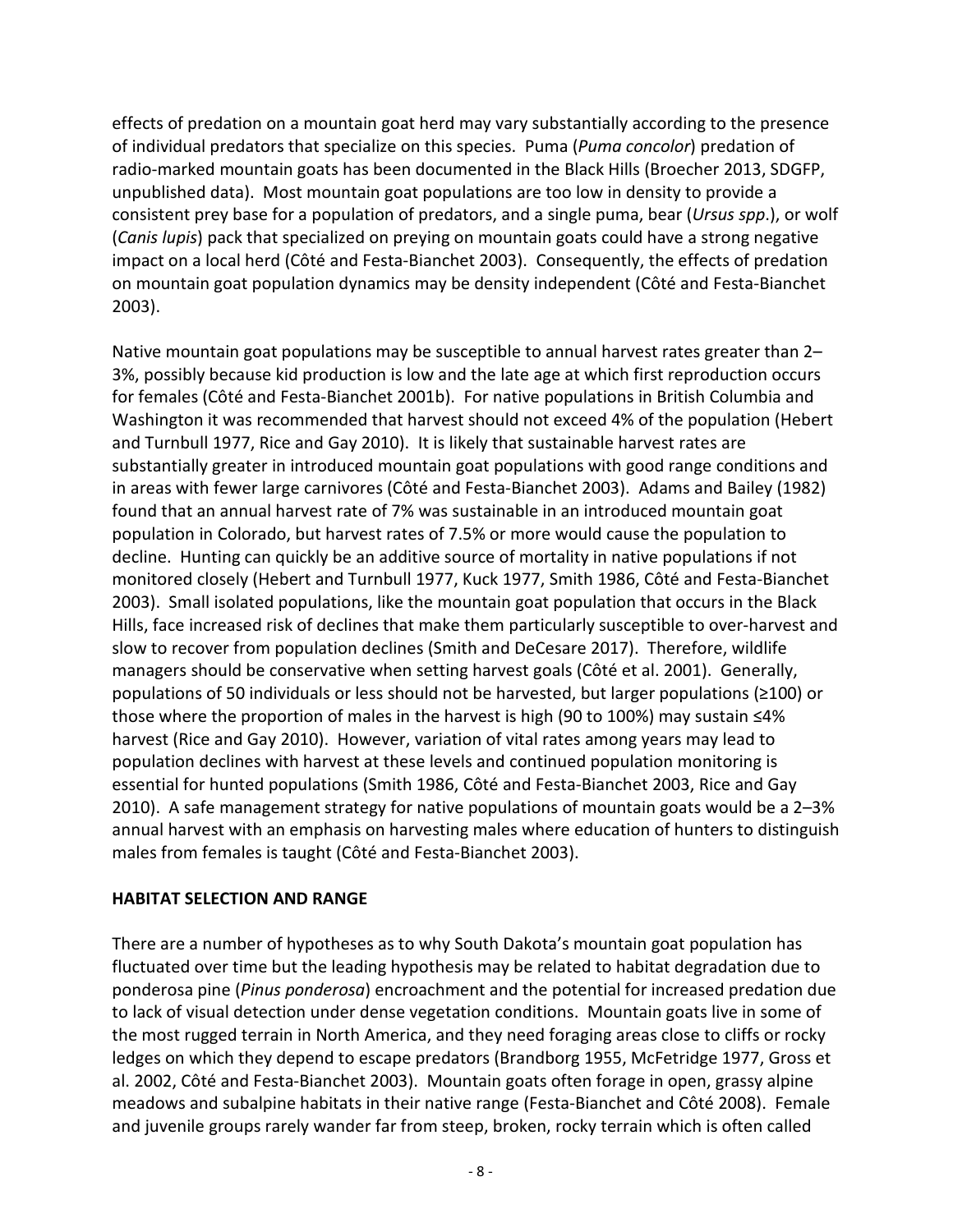effects of predation on a mountain goat herd may vary substantially according to the presence of individual predators that specialize on this species. Puma (*Puma concolor*) predation of radio-marked mountain goats has been documented in the Black Hills (Broecher 2013, SDGFP, unpublished data). Most mountain goat populations are too low in density to provide a consistent prey base for a population of predators, and a single puma, bear (*Ursus spp*.), or wolf (*Canis lupis*) pack that specialized on preying on mountain goats could have a strong negative impact on a local herd (Côté and Festa-Bianchet 2003). Consequently, the effects of predation on mountain goat population dynamics may be density independent (Côté and Festa-Bianchet 2003).

Native mountain goat populations may be susceptible to annual harvest rates greater than 2–3%, possibly because kid production is low and the late age at which first reproduction occurs for females (Côté and Festa-Bianchet 2001b). For native populations in British Columbia and Washington it was recommended that harvest should not exceed 4% of the population (Hebert and Turnbull 1977, Rice and Gay 2010). It is likely that sustainable harvest rates are substantially greater in introduced mountain goat populations with good range conditions and in areas with fewer large carnivores (Côté and Festa-Bianchet 2003). Adams and Bailey (1982) found that an annual harvest rate of 7% was sustainable in an introduced mountain goat population in Colorado, but harvest rates of 7.5% or more would cause the population to decline. Hunting can quickly be an additive source of mortality in native populations if not monitored closely (Hebert and Turnbull 1977, Kuck 1977, Smith 1986, Côté and Festa-Bianchet 2003). Small isolated populations, like the mountain goat population that occurs in the Black Hills, face increased risk of declines that make them particularly susceptible to over-harvest and slow to recover from population declines (Smith and DeCesare 2017). Therefore, wildlife managers should be conservative when setting harvest goals (Côté et al. 2001). Generally, populations of 50 individuals or less should not be harvested, but larger populations (≥100) or those where the proportion of males in the harvest is high (90 to 100%) may sustain ≤4% harvest (Rice and Gay 2010). However, variation of vital rates among years may lead to population declines with harvest at these levels and continued population monitoring is essential for hunted populations (Smith 1986, Côté and Festa-Bianchet 2003, Rice and Gay 2010). A safe management strategy for native populations of mountain goats would be a 2–3% annual harvest with an emphasis on harvesting males where education of hunters to distinguish males from females is taught (Côté and Festa-Bianchet 2003).

## HABITAT SELECTION AND RANGE

There are a number of hypotheses as to why South Dakota's mountain goat population has fluctuated over time but the leading hypothesis may be related to habitat degradation due to ponderosa pine (*Pinus ponderosa*) encroachment and the potential for increased predation due to lack of visual detection under dense vegetation conditions. Mountain goats live in some of the most rugged terrain in North America, and they need foraging areas close to cliffs or rocky ledges on which they depend to escape predators (Brandborg 1955, McFetridge 1977, Gross et al. 2002, Côté and Festa-Bianchet 2003). Mountain goats often forage in open, grassy alpine meadows and subalpine habitats in their native range (Festa-Bianchet and Côté 2008). Female and juvenile groups rarely wander far from steep, broken, rocky terrain which is often called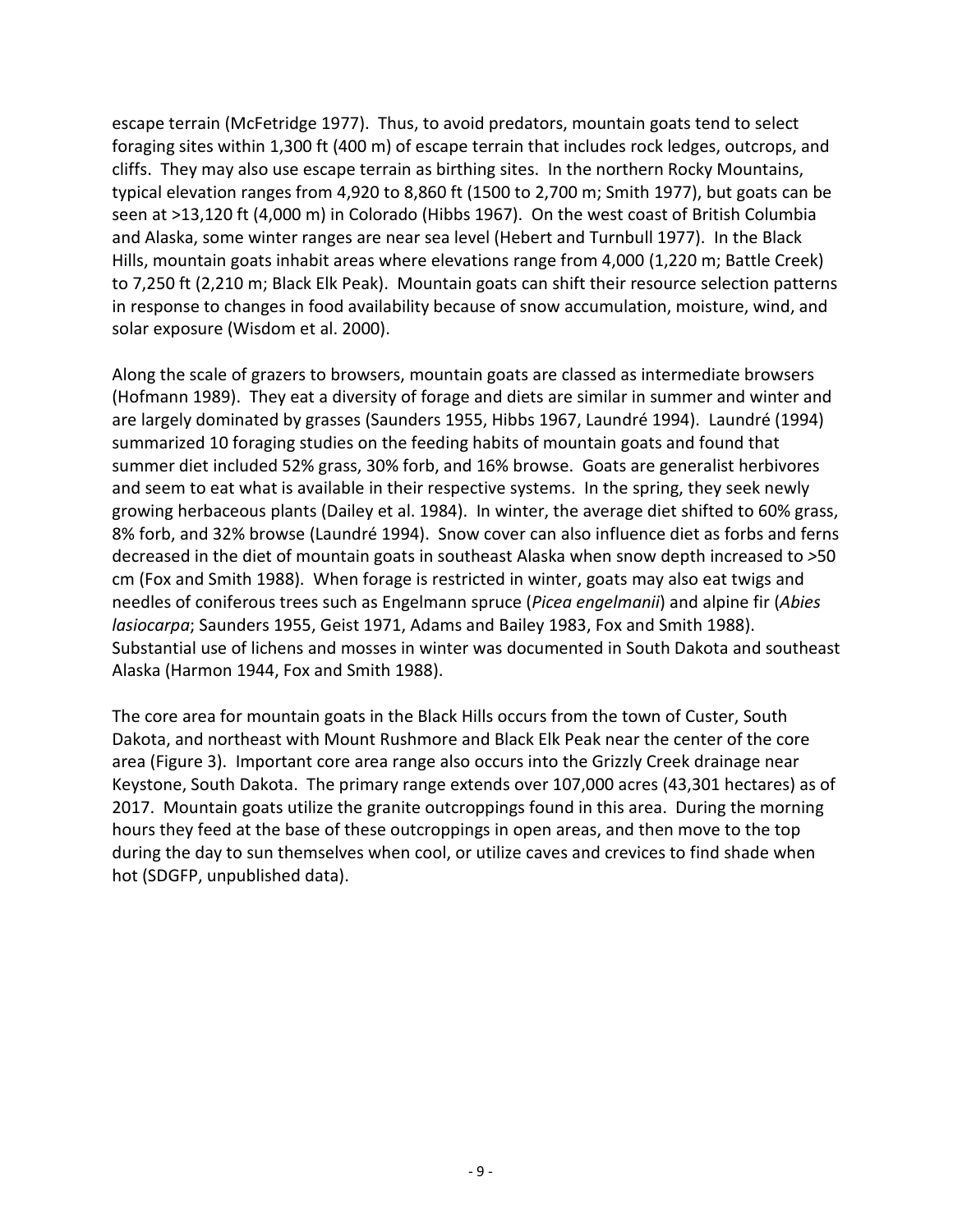escape terrain (McFetridge 1977). Thus, to avoid predators, mountain goats tend to select foraging sites within 1,300 ft (400 m) of escape terrain that includes rock ledges, outcrops, and cliffs. They may also use escape terrain as birthing sites. In the northern Rocky Mountains, typical elevation ranges from 4,920 to 8,860 ft (1500 to 2,700 m; Smith 1977), but goats can be seen at >13,120 ft (4,000 m) in Colorado (Hibbs 1967). On the west coast of British Columbia and Alaska, some winter ranges are near sea level (Hebert and Turnbull 1977). In the Black Hills, mountain goats inhabit areas where elevations range from 4,000 (1,220 m; Battle Creek) to 7,250 ft (2,210 m; Black Elk Peak). Mountain goats can shift their resource selection patterns in response to changes in food availability because of snow accumulation, moisture, wind, and solar exposure (Wisdom et al. 2000).

Along the scale of grazers to browsers, mountain goats are classed as intermediate browsers (Hofmann 1989). They eat a diversity of forage and diets are similar in summer and winter and are largely dominated by grasses (Saunders 1955, Hibbs 1967, Laundré 1994). Laundré (1994) summarized 10 foraging studies on the feeding habits of mountain goats and found that summer diet included 52% grass, 30% forb, and 16% browse. Goats are generalist herbivores and seem to eat what is available in their respective systems. In the spring, they seek newly growing herbaceous plants (Dailey et al. 1984). In winter, the average diet shifted to 60% grass, 8% forb, and 32% browse (Laundré 1994). Snow cover can also influence diet as forbs and ferns decreased in the diet of mountain goats in southeast Alaska when snow depth increased to >50 cm (Fox and Smith 1988). When forage is restricted in winter, goats may also eat twigs and needles of coniferous trees such as Engelmann spruce (*Picea engelmanii*) and alpine fir (*Abies lasiocarpa*; Saunders 1955, Geist 1971, Adams and Bailey 1983, Fox and Smith 1988). Substantial use of lichens and mosses in winter was documented in South Dakota and southeast Alaska (Harmon 1944, Fox and Smith 1988).

The core area for mountain goats in the Black Hills occurs from the town of Custer, South Dakota, and northeast with Mount Rushmore and Black Elk Peak near the center of the core area (Figure 3). Important core area range also occurs into the Grizzly Creek drainage near Keystone, South Dakota. The primary range extends over 107,000 acres (43,301 hectares) as of 2017. Mountain goats utilize the granite outcroppings found in this area. During the morning hours they feed at the base of these outcroppings in open areas, and then move to the top during the day to sun themselves when cool, or utilize caves and crevices to find shade when hot (SDGFP, unpublished data).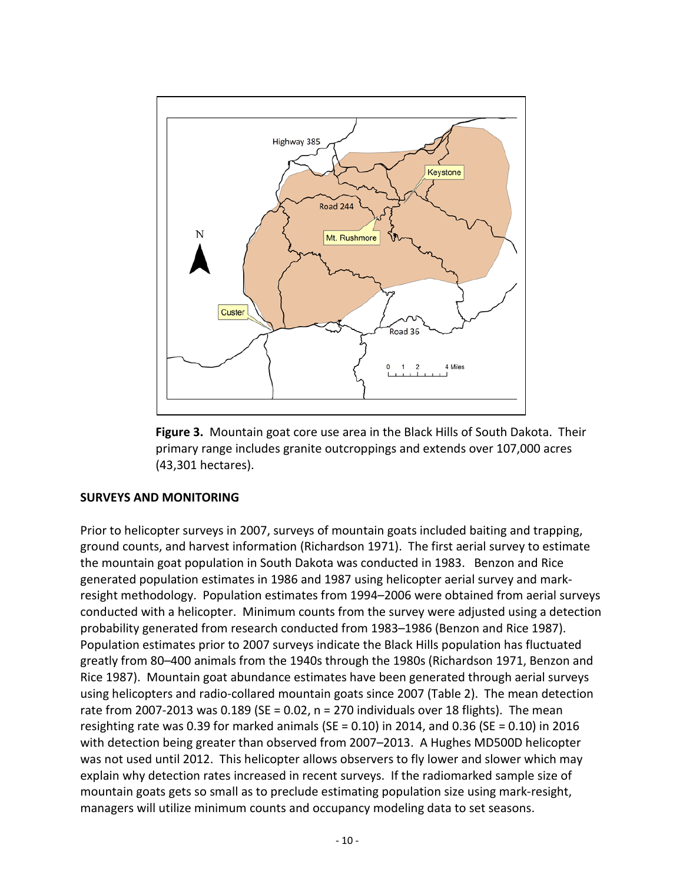Highway 385

Keystone

Road 244

Mt. Rushmore

N

Custer

Road 36

0 1 2 4 Miles

**Figure 3.** Mountain goat core use area in the Black Hills of South Dakota. Their primary range includes granite outcroppings and extends over 107,000 acres (43,301 hectares).

## SURVEYS AND MONITORING

Prior to helicopter surveys in 2007, surveys of mountain goats included baiting and trapping, ground counts, and harvest information (Richardson 1971). The first aerial survey to estimate the mountain goat population in South Dakota was conducted in 1983. Benzon and Rice generated population estimates in 1986 and 1987 using helicopter aerial survey and mark-resight methodology. Population estimates from 1994–2006 were obtained from aerial surveys conducted with a helicopter. Minimum counts from the survey were adjusted using a detection probability generated from research conducted from 1983–1986 (Benzon and Rice 1987). Population estimates prior to 2007 surveys indicate the Black Hills population has fluctuated greatly from 80–400 animals from the 1940s through the 1980s (Richardson 1971, Benzon and Rice 1987). Mountain goat abundance estimates have been generated through aerial surveys using helicopters and radio-collared mountain goats since 2007 (Table 2). The mean detection rate from 2007-2013 was 0.189 (SE = 0.02, n = 270 individuals over 18 flights). The mean resighting rate was 0.39 for marked animals (SE = 0.10) in 2014, and 0.36 (SE = 0.10) in 2016 with detection being greater than observed from 2007–2013. A Hughes MD500D helicopter was not used until 2012. This helicopter allows observers to fly lower and slower which may explain why detection rates increased in recent surveys. If the radiomarked sample size of mountain goats gets so small as to preclude estimating population size using mark-resight, managers will utilize minimum counts and occupancy modeling data to set seasons.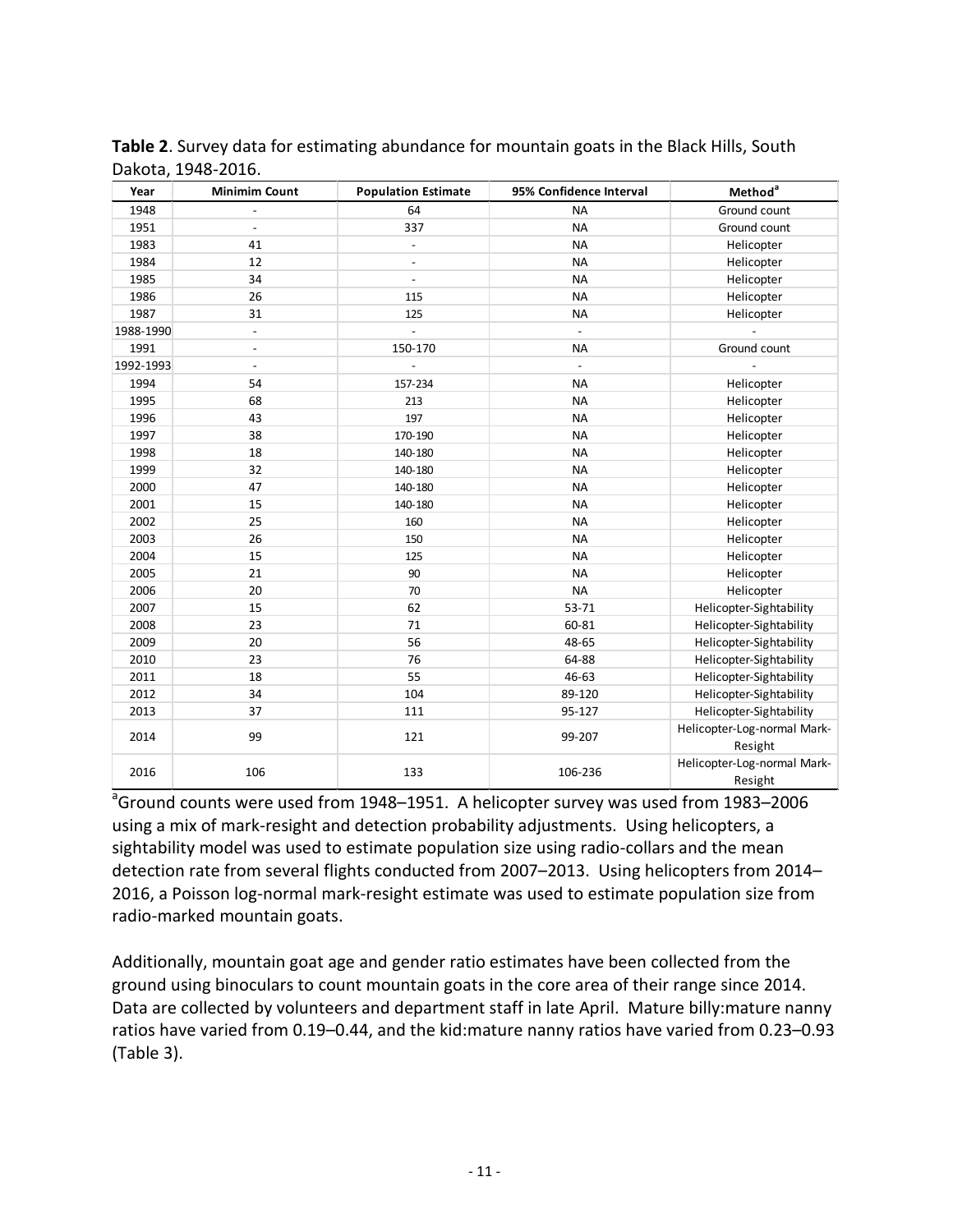**Table 2**. Survey data for estimating abundance for mountain goats in the Black Hills, South Dakota, 1948-2016.

| Year | Minimim Count | Population Estimate | 95% Confidence Interval | Method[a] |
|---|---|---|---|---|
| 1948 | - | 64 | NA | Ground count |
| 1951 | - | 337 | NA | Ground count |
| 1983 | 41 | - | NA | Helicopter |
| 1984 | 12 | - | NA | Helicopter |
| 1985 | 34 | - | NA | Helicopter |
| 1986 | 26 | 115 | NA | Helicopter |
| 1987 | 31 | 125 | NA | Helicopter |
| 1988-1990 | - | - | - | - |
| 1991 | - | 150-170 | NA | Ground count |
| 1992-1993 | - | - | - | - |
| 1994 | 54 | 157-234 | NA | Helicopter |
| 1995 | 68 | 213 | NA | Helicopter |
| 1996 | 43 | 197 | NA | Helicopter |
| 1997 | 38 | 170-190 | NA | Helicopter |
| 1998 | 18 | 140-180 | NA | Helicopter |
| 1999 | 32 | 140-180 | NA | Helicopter |
| 2000 | 47 | 140-180 | NA | Helicopter |
| 2001 | 15 | 140-180 | NA | Helicopter |
| 2002 | 25 | 160 | NA | Helicopter |
| 2003 | 26 | 150 | NA | Helicopter |
| 2004 | 15 | 125 | NA | Helicopter |
| 2005 | 21 | 90 | NA | Helicopter |
| 2006 | 20 | 70 | NA | Helicopter |
| 2007 | 15 | 62 | 53-71 | Helicopter-Sightability |
| 2008 | 23 | 71 | 60-81 | Helicopter-Sightability |
| 2009 | 20 | 56 | 48-65 | Helicopter-Sightability |
| 2010 | 23 | 76 | 64-88 | Helicopter-Sightability |
| 2011 | 18 | 55 | 46-63 | Helicopter-Sightability |
| 2012 | 34 | 104 | 89-120 | Helicopter-Sightability |
| 2013 | 37 | 111 | 95-127 | Helicopter-Sightability |
| 2014 | 99 | 121 | 99-207 | Helicopter-Log-normal Mark-Resight |
| 2016 | 106 | 133 | 106-236 | Helicopter-Log-normal Mark-Resight |

[a]Ground counts were used from 1948–1951. A helicopter survey was used from 1983–2006 using a mix of mark-resight and detection probability adjustments. Using helicopters, a sightability model was used to estimate population size using radio-collars and the mean detection rate from several flights conducted from 2007–2013. Using helicopters from 2014–2016, a Poisson log-normal mark-resight estimate was used to estimate population size from radio-marked mountain goats.

Additionally, mountain goat age and gender ratio estimates have been collected from the ground using binoculars to count mountain goats in the core area of their range since 2014. Data are collected by volunteers and department staff in late April. Mature billy:mature nanny ratios have varied from 0.19–0.44, and the kid:mature nanny ratios have varied from 0.23–0.93 (Table 3).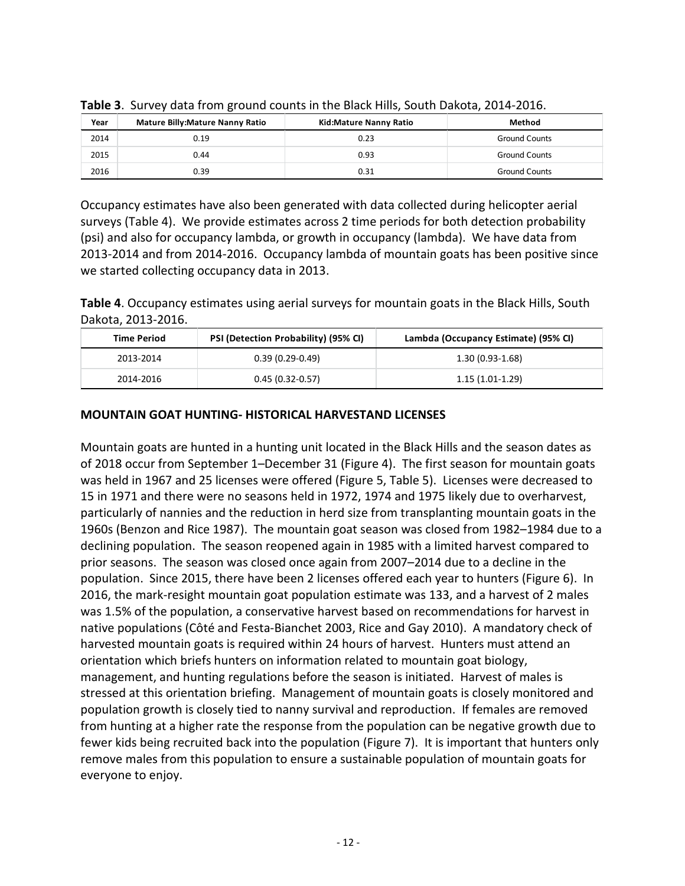**Table 3**. Survey data from ground counts in the Black Hills, South Dakota, 2014-2016.

| Year | Mature Billy:Mature Nanny Ratio | Kid:Mature Nanny Ratio | Method |
|---|---|---|---|
| 2014 | 0.19 | 0.23 | Ground Counts |
| 2015 | 0.44 | 0.93 | Ground Counts |
| 2016 | 0.39 | 0.31 | Ground Counts |

Occupancy estimates have also been generated with data collected during helicopter aerial surveys (Table 4). We provide estimates across 2 time periods for both detection probability (psi) and also for occupancy lambda, or growth in occupancy (lambda). We have data from 2013-2014 and from 2014-2016. Occupancy lambda of mountain goats has been positive since we started collecting occupancy data in 2013.

**Table 4**. Occupancy estimates using aerial surveys for mountain goats in the Black Hills, South Dakota, 2013-2016.

| Time Period | PSI (Detection Probability) (95% CI) | Lambda (Occupancy Estimate) (95% CI) |
|---|---|---|
| 2013-2014 | 0.39 (0.29-0.49) | 1.30 (0.93-1.68) |
| 2014-2016 | 0.45 (0.32-0.57) | 1.15 (1.01-1.29) |

**MOUNTAIN GOAT HUNTING- HISTORICAL HARVESTAND LICENSES**

Mountain goats are hunted in a hunting unit located in the Black Hills and the season dates as of 2018 occur from September 1–December 31 (Figure 4). The first season for mountain goats was held in 1967 and 25 licenses were offered (Figure 5, Table 5). Licenses were decreased to 15 in 1971 and there were no seasons held in 1972, 1974 and 1975 likely due to overharvest, particularly of nannies and the reduction in herd size from transplanting mountain goats in the 1960s (Benzon and Rice 1987). The mountain goat season was closed from 1982–1984 due to a declining population. The season reopened again in 1985 with a limited harvest compared to prior seasons. The season was closed once again from 2007–2014 due to a decline in the population. Since 2015, there have been 2 licenses offered each year to hunters (Figure 6). In 2016, the mark-resight mountain goat population estimate was 133, and a harvest of 2 males was 1.5% of the population, a conservative harvest based on recommendations for harvest in native populations (Côté and Festa-Bianchet 2003, Rice and Gay 2010). A mandatory check of harvested mountain goats is required within 24 hours of harvest. Hunters must attend an orientation which briefs hunters on information related to mountain goat biology, management, and hunting regulations before the season is initiated. Harvest of males is stressed at this orientation briefing. Management of mountain goats is closely monitored and population growth is closely tied to nanny survival and reproduction. If females are removed from hunting at a higher rate the response from the population can be negative growth due to fewer kids being recruited back into the population (Figure 7). It is important that hunters only remove males from this population to ensure a sustainable population of mountain goats for everyone to enjoy.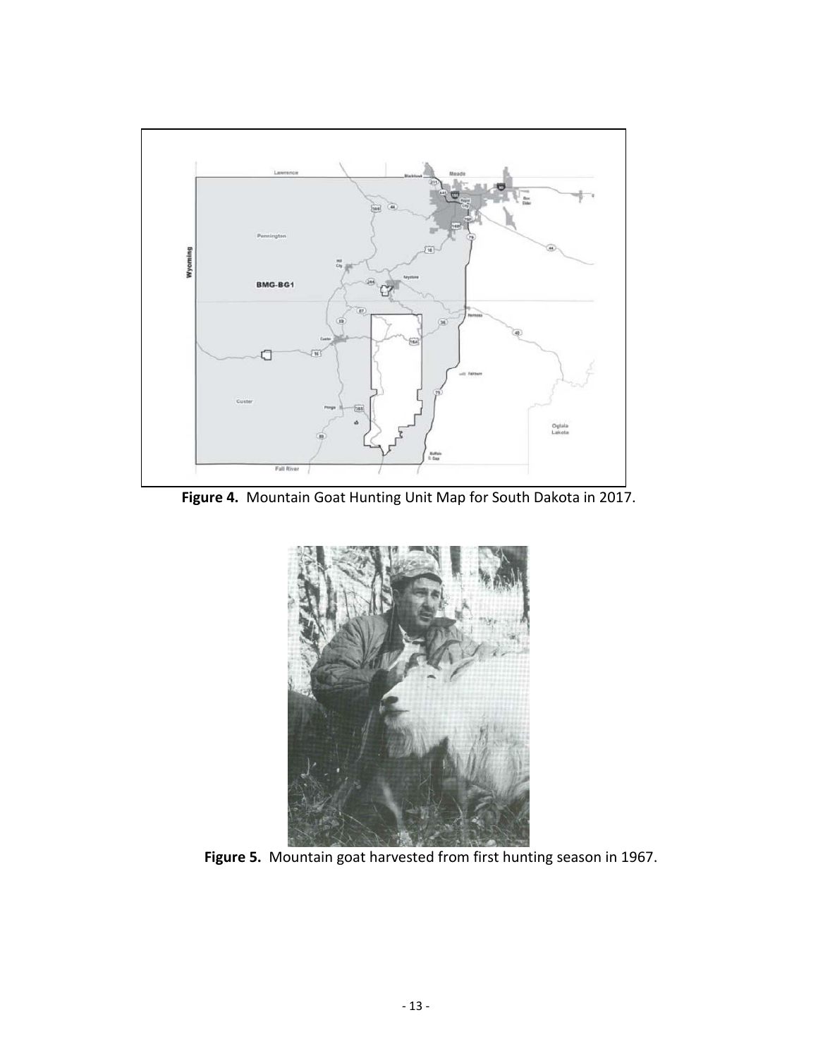**Figure 4.** Mountain Goat Hunting Unit Map for South Dakota in 2017.

**Figure 5.** Mountain goat harvested from first hunting season in 1967.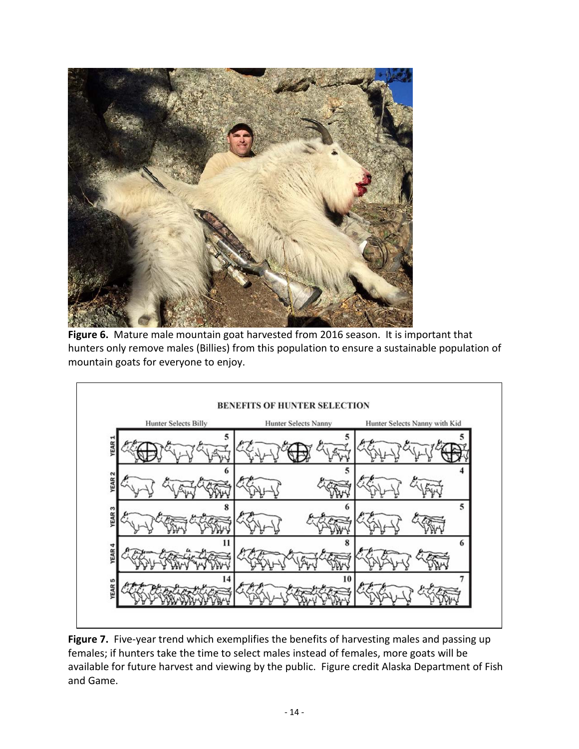**Figure 6.** Mature male mountain goat harvested from 2016 season. It is important that hunters only remove males (Billies) from this population to ensure a sustainable population of mountain goats for everyone to enjoy.

BENEFITS OF HUNTER SELECTION

Hunter Selects Billy

Hunter Selects Nanny

Hunter Selects Nanny with Kid

YEAR 1 5 5 5

YEAR 2 6 5 4

YEAR 3 8 6 5

YEAR 4 11 8 6

YEAR 5 14 10 7

**Figure 7.** Five-year trend which exemplifies the benefits of harvesting males and passing up females; if hunters take the time to select males instead of females, more goats will be available for future harvest and viewing by the public. Figure credit Alaska Department of Fish and Game.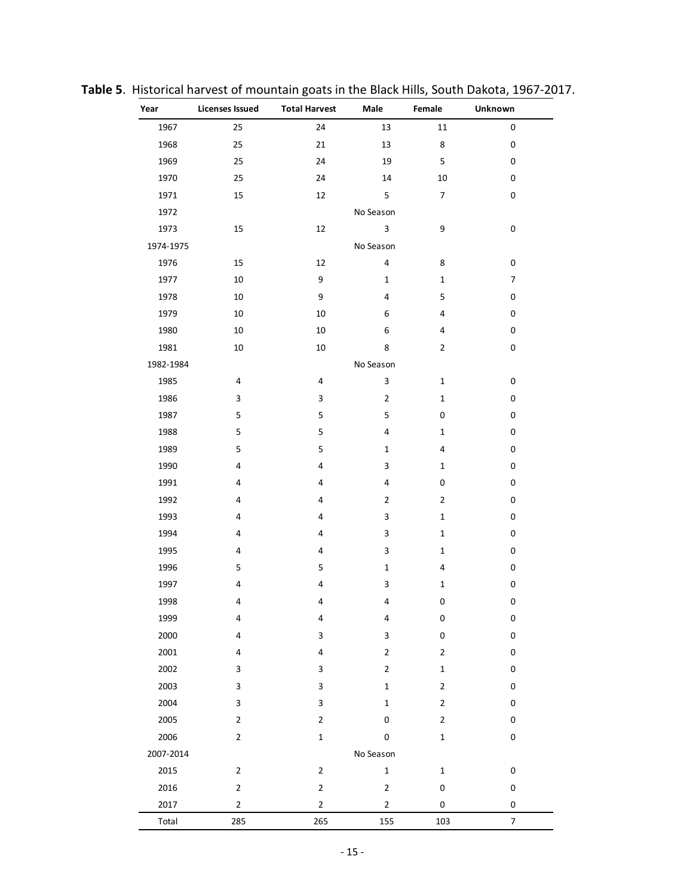**Table 5**. Historical harvest of mountain goats in the Black Hills, South Dakota, 1967-2017.

| Year | Licenses Issued | Total Harvest | Male | Female | Unknown |
|---|---|---|---|---|---|
| 1967 | 25 | 24 | 13 | 11 | 0 |
| 1968 | 25 | 21 | 13 | 8 | 0 |
| 1969 | 25 | 24 | 19 | 5 | 0 |
| 1970 | 25 | 24 | 14 | 10 | 0 |
| 1971 | 15 | 12 | 5 | 7 | 0 |
| 1972 | | | No Season | | |
| 1973 | 15 | 12 | 3 | 9 | 0 |
| 1974-1975 | | | No Season | | |
| 1976 | 15 | 12 | 4 | 8 | 0 |
| 1977 | 10 | 9 | 1 | 1 | 7 |
| 1978 | 10 | 9 | 4 | 5 | 0 |
| 1979 | 10 | 10 | 6 | 4 | 0 |
| 1980 | 10 | 10 | 6 | 4 | 0 |
| 1981 | 10 | 10 | 8 | 2 | 0 |
| 1982-1984 | | | No Season | | |
| 1985 | 4 | 4 | 3 | 1 | 0 |
| 1986 | 3 | 3 | 2 | 1 | 0 |
| 1987 | 5 | 5 | 5 | 0 | 0 |
| 1988 | 5 | 5 | 4 | 1 | 0 |
| 1989 | 5 | 5 | 1 | 4 | 0 |
| 1990 | 4 | 4 | 3 | 1 | 0 |
| 1991 | 4 | 4 | 4 | 0 | 0 |
| 1992 | 4 | 4 | 2 | 2 | 0 |
| 1993 | 4 | 4 | 3 | 1 | 0 |
| 1994 | 4 | 4 | 3 | 1 | 0 |
| 1995 | 4 | 4 | 3 | 1 | 0 |
| 1996 | 5 | 5 | 1 | 4 | 0 |
| 1997 | 4 | 4 | 3 | 1 | 0 |
| 1998 | 4 | 4 | 4 | 0 | 0 |
| 1999 | 4 | 4 | 4 | 0 | 0 |
| 2000 | 4 | 3 | 3 | 0 | 0 |
| 2001 | 4 | 4 | 2 | 2 | 0 |
| 2002 | 3 | 3 | 2 | 1 | 0 |
| 2003 | 3 | 3 | 1 | 2 | 0 |
| 2004 | 3 | 3 | 1 | 2 | 0 |
| 2005 | 2 | 2 | 0 | 2 | 0 |
| 2006 | 2 | 1 | 0 | 1 | 0 |
| 2007-2014 | | | No Season | | |
| 2015 | 2 | 2 | 1 | 1 | 0 |
| 2016 | 2 | 2 | 2 | 0 | 0 |
| 2017 | 2 | 2 | 2 | 0 | 0 |
| Total | 285 | 265 | 155 | 103 | 7 |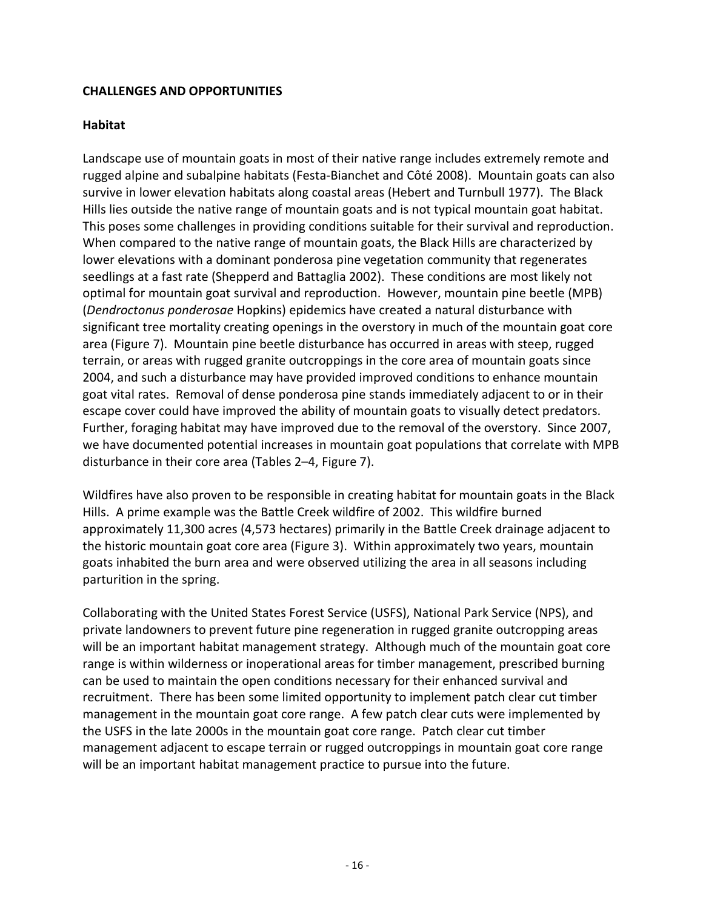## CHALLENGES AND OPPORTUNITIES

### Habitat

Landscape use of mountain goats in most of their native range includes extremely remote and rugged alpine and subalpine habitats (Festa-Bianchet and Côté 2008). Mountain goats can also survive in lower elevation habitats along coastal areas (Hebert and Turnbull 1977). The Black Hills lies outside the native range of mountain goats and is not typical mountain goat habitat. This poses some challenges in providing conditions suitable for their survival and reproduction. When compared to the native range of mountain goats, the Black Hills are characterized by lower elevations with a dominant ponderosa pine vegetation community that regenerates seedlings at a fast rate (Shepperd and Battaglia 2002). These conditions are most likely not optimal for mountain goat survival and reproduction. However, mountain pine beetle (MPB) (*Dendroctonus ponderosae* Hopkins) epidemics have created a natural disturbance with significant tree mortality creating openings in the overstory in much of the mountain goat core area (Figure 7). Mountain pine beetle disturbance has occurred in areas with steep, rugged terrain, or areas with rugged granite outcroppings in the core area of mountain goats since 2004, and such a disturbance may have provided improved conditions to enhance mountain goat vital rates. Removal of dense ponderosa pine stands immediately adjacent to or in their escape cover could have improved the ability of mountain goats to visually detect predators. Further, foraging habitat may have improved due to the removal of the overstory. Since 2007, we have documented potential increases in mountain goat populations that correlate with MPB disturbance in their core area (Tables 2–4, Figure 7).

Wildfires have also proven to be responsible in creating habitat for mountain goats in the Black Hills. A prime example was the Battle Creek wildfire of 2002. This wildfire burned approximately 11,300 acres (4,573 hectares) primarily in the Battle Creek drainage adjacent to the historic mountain goat core area (Figure 3). Within approximately two years, mountain goats inhabited the burn area and were observed utilizing the area in all seasons including parturition in the spring.

Collaborating with the United States Forest Service (USFS), National Park Service (NPS), and private landowners to prevent future pine regeneration in rugged granite outcropping areas will be an important habitat management strategy. Although much of the mountain goat core range is within wilderness or inoperational areas for timber management, prescribed burning can be used to maintain the open conditions necessary for their enhanced survival and recruitment. There has been some limited opportunity to implement patch clear cut timber management in the mountain goat core range. A few patch clear cuts were implemented by the USFS in the late 2000s in the mountain goat core range. Patch clear cut timber management adjacent to escape terrain or rugged outcroppings in mountain goat core range will be an important habitat management practice to pursue into the future.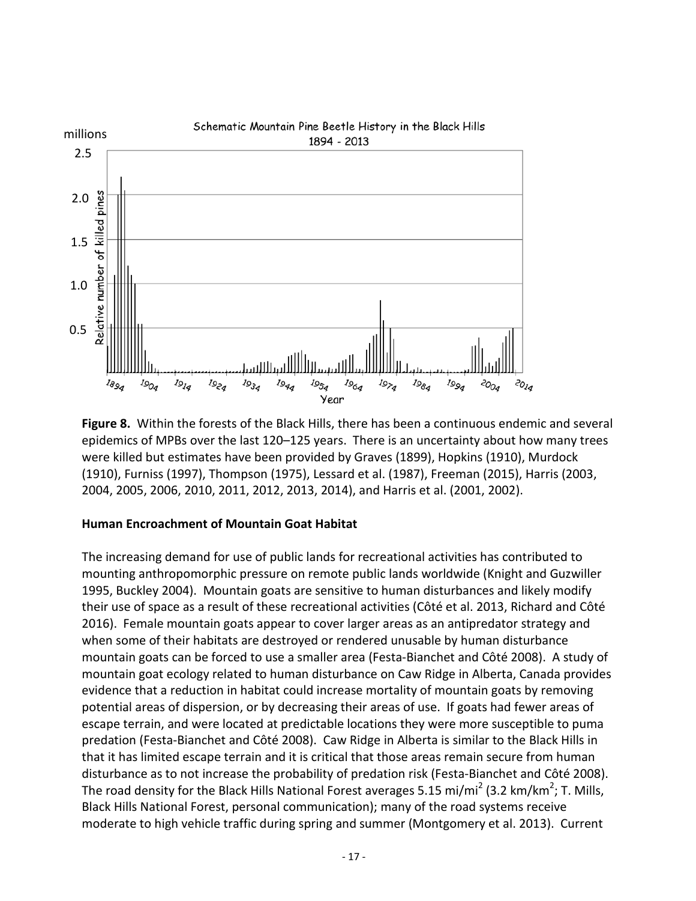Schematic Mountain Pine Beetle History in the Black Hills
1894 - 2013

millions

2.5
2.0
1.5
1.0
0.5

Relative number of killed pines

1894 1904 1914 1924 1934 1944 1954 1964 1974 1984 1994 2004 2014

Year

**Figure 8.** Within the forests of the Black Hills, there has been a continuous endemic and several epidemics of MPBs over the last 120–125 years. There is an uncertainty about how many trees were killed but estimates have been provided by Graves (1899), Hopkins (1910), Murdock (1910), Furniss (1997), Thompson (1975), Lessard et al. (1987), Freeman (2015), Harris (2003, 2004, 2005, 2006, 2010, 2011, 2012, 2013, 2014), and Harris et al. (2001, 2002).

**Human Encroachment of Mountain Goat Habitat**

The increasing demand for use of public lands for recreational activities has contributed to mounting anthropomorphic pressure on remote public lands worldwide (Knight and Guzwiller 1995, Buckley 2004). Mountain goats are sensitive to human disturbances and likely modify their use of space as a result of these recreational activities (Côté et al. 2013, Richard and Côté 2016). Female mountain goats appear to cover larger areas as an antipredator strategy and when some of their habitats are destroyed or rendered unusable by human disturbance mountain goats can be forced to use a smaller area (Festa-Bianchet and Côté 2008). A study of mountain goat ecology related to human disturbance on Caw Ridge in Alberta, Canada provides evidence that a reduction in habitat could increase mortality of mountain goats by removing potential areas of dispersion, or by decreasing their areas of use. If goats had fewer areas of escape terrain, and were located at predictable locations they were more susceptible to puma predation (Festa-Bianchet and Côté 2008). Caw Ridge in Alberta is similar to the Black Hills in that it has limited escape terrain and it is critical that those areas remain secure from human disturbance as to not increase the probability of predation risk (Festa-Bianchet and Côté 2008). The road density for the Black Hills National Forest averages 5.15 mi/mi$^2$ (3.2 km/km$^2$; T. Mills, Black Hills National Forest, personal communication); many of the road systems receive moderate to high vehicle traffic during spring and summer (Montgomery et al. 2013). Current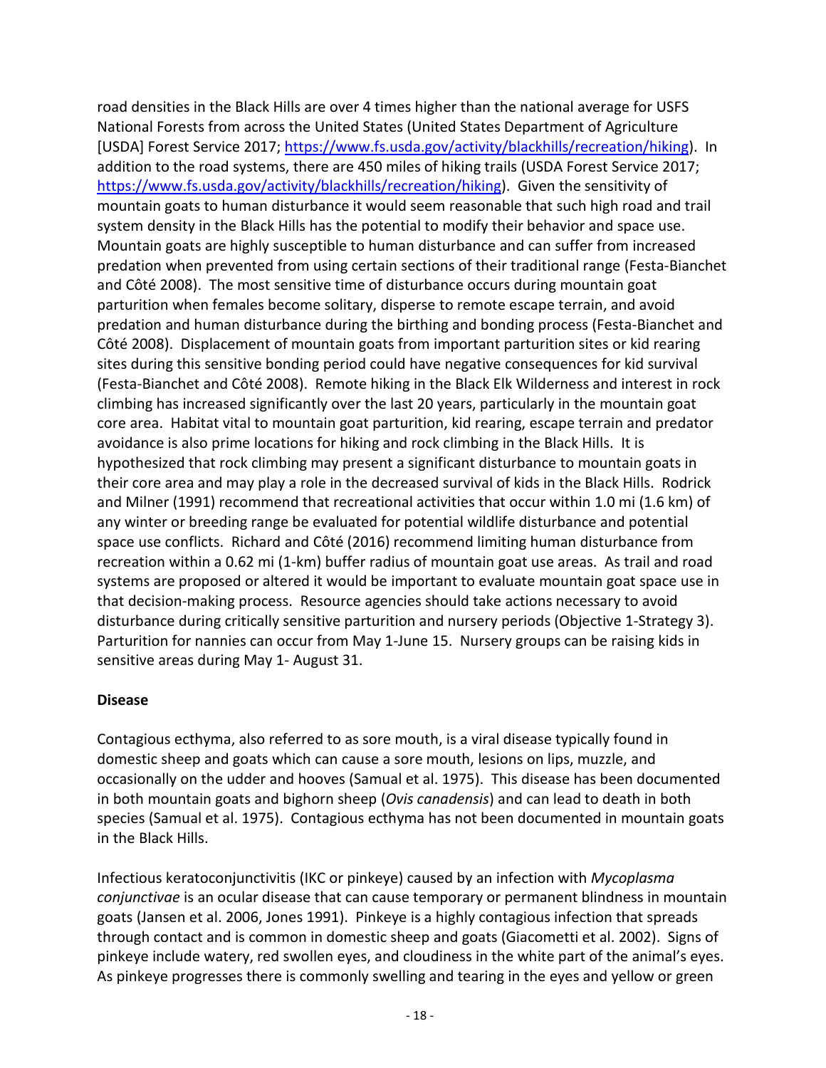road densities in the Black Hills are over 4 times higher than the national average for USFS National Forests from across the United States (United States Department of Agriculture [USDA] Forest Service 2017; https://www.fs.usda.gov/activity/blackhills/recreation/hiking). In addition to the road systems, there are 450 miles of hiking trails (USDA Forest Service 2017; https://www.fs.usda.gov/activity/blackhills/recreation/hiking). Given the sensitivity of mountain goats to human disturbance it would seem reasonable that such high road and trail system density in the Black Hills has the potential to modify their behavior and space use. Mountain goats are highly susceptible to human disturbance and can suffer from increased predation when prevented from using certain sections of their traditional range (Festa-Bianchet and Côté 2008). The most sensitive time of disturbance occurs during mountain goat parturition when females become solitary, disperse to remote escape terrain, and avoid predation and human disturbance during the birthing and bonding process (Festa-Bianchet and Côté 2008). Displacement of mountain goats from important parturition sites or kid rearing sites during this sensitive bonding period could have negative consequences for kid survival (Festa-Bianchet and Côté 2008). Remote hiking in the Black Elk Wilderness and interest in rock climbing has increased significantly over the last 20 years, particularly in the mountain goat core area. Habitat vital to mountain goat parturition, kid rearing, escape terrain and predator avoidance is also prime locations for hiking and rock climbing in the Black Hills. It is hypothesized that rock climbing may present a significant disturbance to mountain goats in their core area and may play a role in the decreased survival of kids in the Black Hills. Rodrick and Milner (1991) recommend that recreational activities that occur within 1.0 mi (1.6 km) of any winter or breeding range be evaluated for potential wildlife disturbance and potential space use conflicts. Richard and Côté (2016) recommend limiting human disturbance from recreation within a 0.62 mi (1-km) buffer radius of mountain goat use areas. As trail and road systems are proposed or altered it would be important to evaluate mountain goat space use in that decision-making process. Resource agencies should take actions necessary to avoid disturbance during critically sensitive parturition and nursery periods (Objective 1-Strategy 3). Parturition for nannies can occur from May 1-June 15. Nursery groups can be raising kids in sensitive areas during May 1- August 31.

**Disease**

Contagious ecthyma, also referred to as sore mouth, is a viral disease typically found in domestic sheep and goats which can cause a sore mouth, lesions on lips, muzzle, and occasionally on the udder and hooves (Samual et al. 1975). This disease has been documented in both mountain goats and bighorn sheep (*Ovis canadensis*) and can lead to death in both species (Samual et al. 1975). Contagious ecthyma has not been documented in mountain goats in the Black Hills.

Infectious keratoconjunctivitis (IKC or pinkeye) caused by an infection with *Mycoplasma conjunctivae* is an ocular disease that can cause temporary or permanent blindness in mountain goats (Jansen et al. 2006, Jones 1991). Pinkeye is a highly contagious infection that spreads through contact and is common in domestic sheep and goats (Giacometti et al. 2002). Signs of pinkeye include watery, red swollen eyes, and cloudiness in the white part of the animal's eyes. As pinkeye progresses there is commonly swelling and tearing in the eyes and yellow or green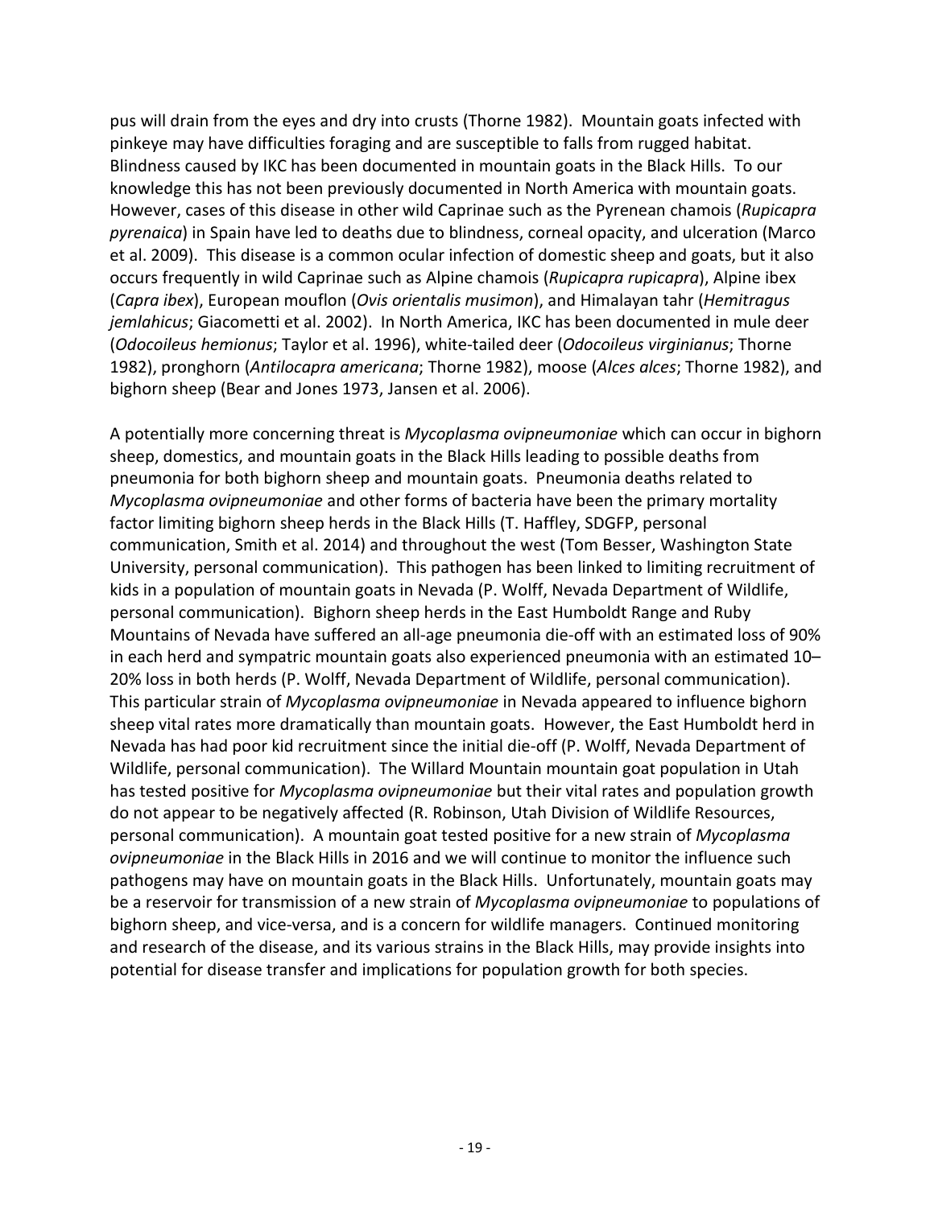pus will drain from the eyes and dry into crusts (Thorne 1982). Mountain goats infected with pinkeye may have difficulties foraging and are susceptible to falls from rugged habitat. Blindness caused by IKC has been documented in mountain goats in the Black Hills. To our knowledge this has not been previously documented in North America with mountain goats. However, cases of this disease in other wild Caprinae such as the Pyrenean chamois (*Rupicapra pyrenaica*) in Spain have led to deaths due to blindness, corneal opacity, and ulceration (Marco et al. 2009). This disease is a common ocular infection of domestic sheep and goats, but it also occurs frequently in wild Caprinae such as Alpine chamois (*Rupicapra rupicapra*), Alpine ibex (*Capra ibex*), European mouflon (*Ovis orientalis musimon*), and Himalayan tahr (*Hemitragus jemlahicus*; Giacometti et al. 2002). In North America, IKC has been documented in mule deer (*Odocoileus hemionus*; Taylor et al. 1996), white-tailed deer (*Odocoileus virginianus*; Thorne 1982), pronghorn (*Antilocapra americana*; Thorne 1982), moose (*Alces alces*; Thorne 1982), and bighorn sheep (Bear and Jones 1973, Jansen et al. 2006).

A potentially more concerning threat is *Mycoplasma ovipneumoniae* which can occur in bighorn sheep, domestics, and mountain goats in the Black Hills leading to possible deaths from pneumonia for both bighorn sheep and mountain goats. Pneumonia deaths related to *Mycoplasma ovipneumoniae* and other forms of bacteria have been the primary mortality factor limiting bighorn sheep herds in the Black Hills (T. Haffley, SDGFP, personal communication, Smith et al. 2014) and throughout the west (Tom Besser, Washington State University, personal communication). This pathogen has been linked to limiting recruitment of kids in a population of mountain goats in Nevada (P. Wolff, Nevada Department of Wildlife, personal communication). Bighorn sheep herds in the East Humboldt Range and Ruby Mountains of Nevada have suffered an all-age pneumonia die-off with an estimated loss of 90% in each herd and sympatric mountain goats also experienced pneumonia with an estimated 10–20% loss in both herds (P. Wolff, Nevada Department of Wildlife, personal communication). This particular strain of *Mycoplasma ovipneumoniae* in Nevada appeared to influence bighorn sheep vital rates more dramatically than mountain goats. However, the East Humboldt herd in Nevada has had poor kid recruitment since the initial die-off (P. Wolff, Nevada Department of Wildlife, personal communication). The Willard Mountain mountain goat population in Utah has tested positive for *Mycoplasma ovipneumoniae* but their vital rates and population growth do not appear to be negatively affected (R. Robinson, Utah Division of Wildlife Resources, personal communication). A mountain goat tested positive for a new strain of *Mycoplasma ovipneumoniae* in the Black Hills in 2016 and we will continue to monitor the influence such pathogens may have on mountain goats in the Black Hills. Unfortunately, mountain goats may be a reservoir for transmission of a new strain of *Mycoplasma ovipneumoniae* to populations of bighorn sheep, and vice-versa, and is a concern for wildlife managers. Continued monitoring and research of the disease, and its various strains in the Black Hills, may provide insights into potential for disease transfer and implications for population growth for both species.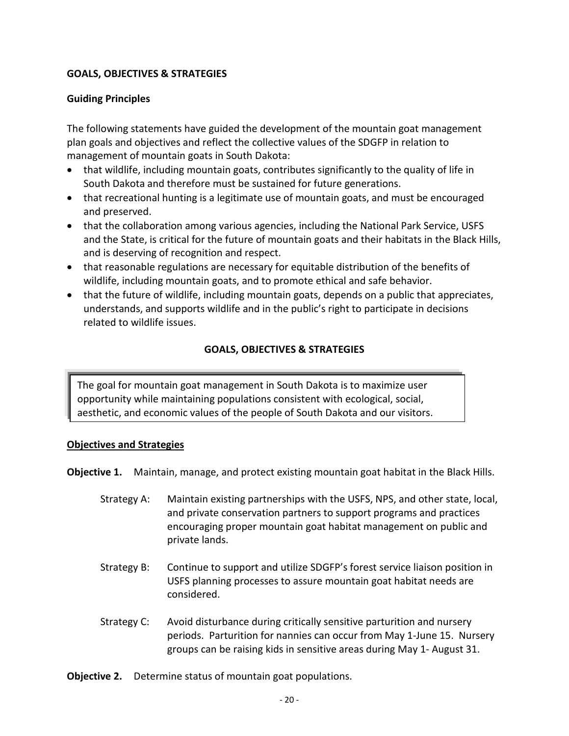## GOALS, OBJECTIVES & STRATEGIES

### Guiding Principles

The following statements have guided the development of the mountain goat management plan goals and objectives and reflect the collective values of the SDGFP in relation to management of mountain goats in South Dakota:

- that wildlife, including mountain goats, contributes significantly to the quality of life in South Dakota and therefore must be sustained for future generations.
- that recreational hunting is a legitimate use of mountain goats, and must be encouraged and preserved.
- that the collaboration among various agencies, including the National Park Service, USFS and the State, is critical for the future of mountain goats and their habitats in the Black Hills, and is deserving of recognition and respect.
- that reasonable regulations are necessary for equitable distribution of the benefits of wildlife, including mountain goats, and to promote ethical and safe behavior.
- that the future of wildlife, including mountain goats, depends on a public that appreciates, understands, and supports wildlife and in the public's right to participate in decisions related to wildlife issues.

## GOALS, OBJECTIVES & STRATEGIES

> The goal for mountain goat management in South Dakota is to maximize user opportunity while maintaining populations consistent with ecological, social, aesthetic, and economic values of the people of South Dakota and our visitors.

### Objectives and Strategies

**Objective 1.** Maintain, manage, and protect existing mountain goat habitat in the Black Hills.

Strategy A: Maintain existing partnerships with the USFS, NPS, and other state, local, and private conservation partners to support programs and practices encouraging proper mountain goat habitat management on public and private lands.

Strategy B: Continue to support and utilize SDGFP's forest service liaison position in USFS planning processes to assure mountain goat habitat needs are considered.

Strategy C: Avoid disturbance during critically sensitive parturition and nursery periods. Parturition for nannies can occur from May 1-June 15. Nursery groups can be raising kids in sensitive areas during May 1- August 31.

**Objective 2.** Determine status of mountain goat populations.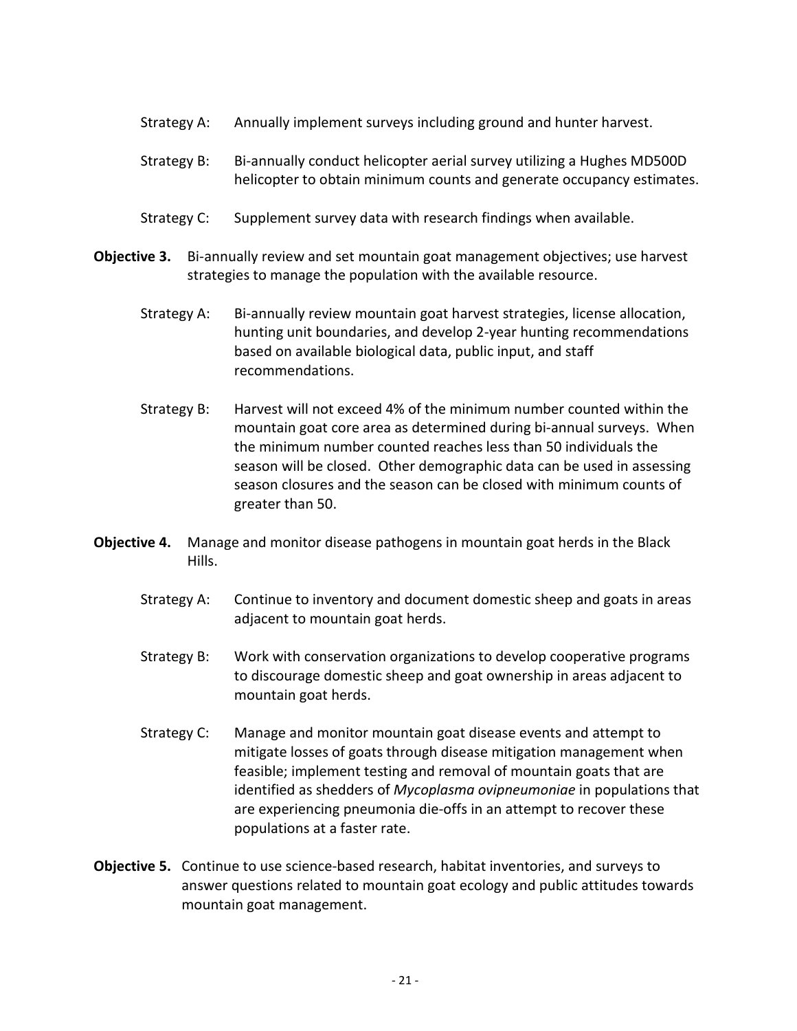Strategy A: Annually implement surveys including ground and hunter harvest.

Strategy B: Bi-annually conduct helicopter aerial survey utilizing a Hughes MD500D helicopter to obtain minimum counts and generate occupancy estimates.

Strategy C: Supplement survey data with research findings when available.

**Objective 3.** Bi-annually review and set mountain goat management objectives; use harvest strategies to manage the population with the available resource.

Strategy A: Bi-annually review mountain goat harvest strategies, license allocation, hunting unit boundaries, and develop 2-year hunting recommendations based on available biological data, public input, and staff recommendations.

Strategy B: Harvest will not exceed 4% of the minimum number counted within the mountain goat core area as determined during bi-annual surveys. When the minimum number counted reaches less than 50 individuals the season will be closed. Other demographic data can be used in assessing season closures and the season can be closed with minimum counts of greater than 50.

**Objective 4.** Manage and monitor disease pathogens in mountain goat herds in the Black Hills.

Strategy A: Continue to inventory and document domestic sheep and goats in areas adjacent to mountain goat herds.

Strategy B: Work with conservation organizations to develop cooperative programs to discourage domestic sheep and goat ownership in areas adjacent to mountain goat herds.

Strategy C: Manage and monitor mountain goat disease events and attempt to mitigate losses of goats through disease mitigation management when feasible; implement testing and removal of mountain goats that are identified as shedders of *Mycoplasma ovipneumoniae* in populations that are experiencing pneumonia die-offs in an attempt to recover these populations at a faster rate.

**Objective 5.** Continue to use science-based research, habitat inventories, and surveys to answer questions related to mountain goat ecology and public attitudes towards mountain goat management.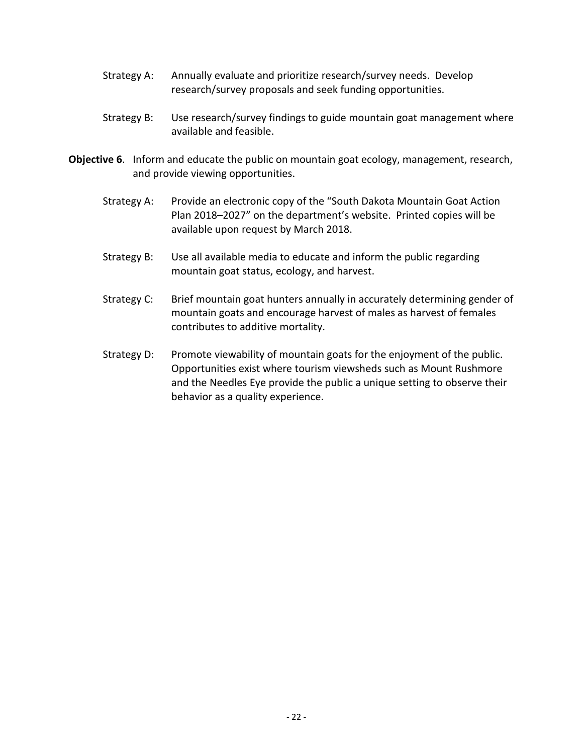Strategy A: Annually evaluate and prioritize research/survey needs. Develop research/survey proposals and seek funding opportunities.

Strategy B: Use research/survey findings to guide mountain goat management where available and feasible.

**Objective 6**. Inform and educate the public on mountain goat ecology, management, research, and provide viewing opportunities.

Strategy A: Provide an electronic copy of the "South Dakota Mountain Goat Action Plan 2018–2027" on the department's website. Printed copies will be available upon request by March 2018.

Strategy B: Use all available media to educate and inform the public regarding mountain goat status, ecology, and harvest.

Strategy C: Brief mountain goat hunters annually in accurately determining gender of mountain goats and encourage harvest of males as harvest of females contributes to additive mortality.

Strategy D: Promote viewability of mountain goats for the enjoyment of the public. Opportunities exist where tourism viewsheds such as Mount Rushmore and the Needles Eye provide the public a unique setting to observe their behavior as a quality experience.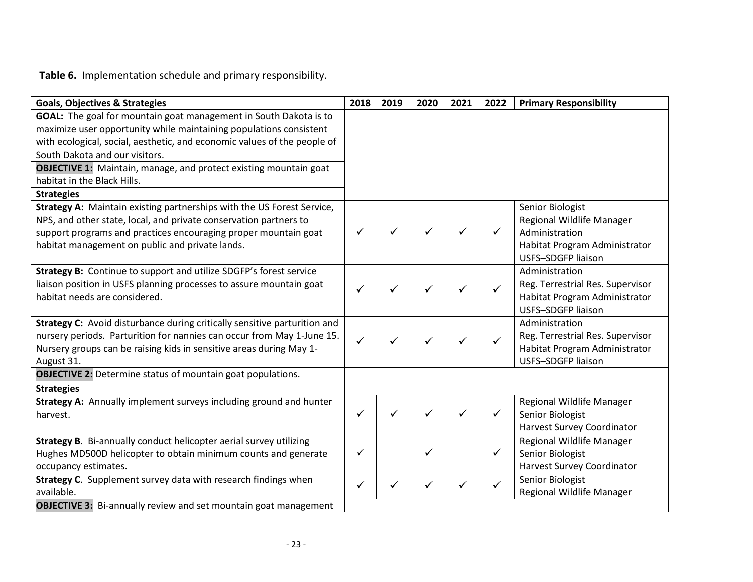**Table 6.** Implementation schedule and primary responsibility.

| Goals, Objectives & Strategies | 2018 | 2019 | 2020 | 2021 | 2022 | Primary Responsibility |
|---|---|---|---|---|---|---|
| **GOAL:** The goal for mountain goat management in South Dakota is to maximize user opportunity while maintaining populations consistent with ecological, social, aesthetic, and economic values of the people of South Dakota and our visitors. | | | | | | |
| **OBJECTIVE 1:** Maintain, manage, and protect existing mountain goat habitat in the Black Hills. | | | | | | |
| **Strategies** | | | | | | |
| **Strategy A:** Maintain existing partnerships with the US Forest Service, NPS, and other state, local, and private conservation partners to support programs and practices encouraging proper mountain goat habitat management on public and private lands. | ✓ | ✓ | ✓ | ✓ | ✓ | Senior Biologist<br>Regional Wildlife Manager<br>Administration<br>Habitat Program Administrator<br>USFS–SDGFP liaison |
| **Strategy B:** Continue to support and utilize SDGFP's forest service liaison position in USFS planning processes to assure mountain goat habitat needs are considered. | ✓ | ✓ | ✓ | ✓ | ✓ | Administration<br>Reg. Terrestrial Res. Supervisor<br>Habitat Program Administrator<br>USFS–SDGFP liaison |
| **Strategy C:** Avoid disturbance during critically sensitive parturition and nursery periods. Parturition for nannies can occur from May 1-June 15. Nursery groups can be raising kids in sensitive areas during May 1-August 31. | ✓ | ✓ | ✓ | ✓ | ✓ | Administration<br>Reg. Terrestrial Res. Supervisor<br>Habitat Program Administrator<br>USFS–SDGFP liaison |
| **OBJECTIVE 2:** Determine status of mountain goat populations. | | | | | | |
| **Strategies** | | | | | | |
| **Strategy A:** Annually implement surveys including ground and hunter harvest. | ✓ | ✓ | ✓ | ✓ | ✓ | Regional Wildlife Manager<br>Senior Biologist<br>Harvest Survey Coordinator |
| **Strategy B**. Bi-annually conduct helicopter aerial survey utilizing Hughes MD500D helicopter to obtain minimum counts and generate occupancy estimates. | ✓ | | ✓ | | ✓ | Regional Wildlife Manager<br>Senior Biologist<br>Harvest Survey Coordinator |
| **Strategy C**. Supplement survey data with research findings when available. | ✓ | ✓ | ✓ | ✓ | ✓ | Senior Biologist<br>Regional Wildlife Manager |
| **OBJECTIVE 3:** Bi-annually review and set mountain goat management | | | | | | |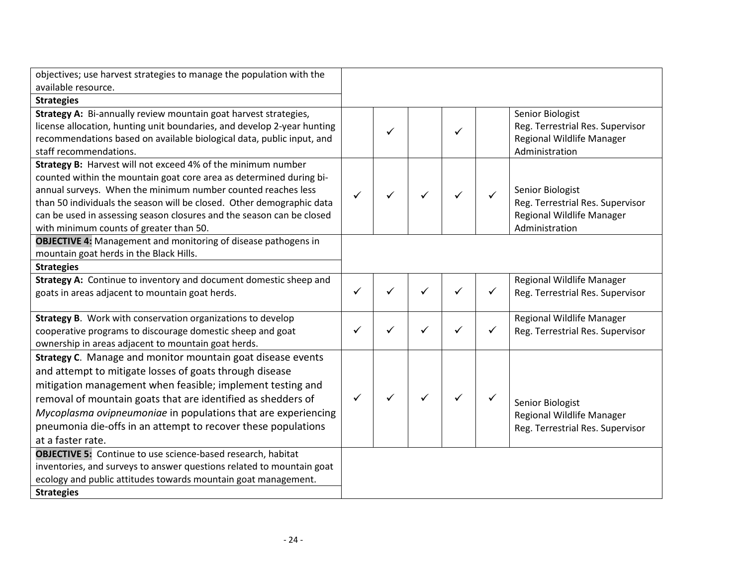| | | | | | | |
|---|---|---|---|---|---|---|
| objectives; use harvest strategies to manage the population with the available resource. | | | | | | |
| **Strategies** | | | | | | |
| **Strategy A:** Bi-annually review mountain goat harvest strategies, license allocation, hunting unit boundaries, and develop 2-year hunting recommendations based on available biological data, public input, and staff recommendations. | | ✓ | | ✓ | | Senior Biologist<br>Reg. Terrestrial Res. Supervisor<br>Regional Wildlife Manager<br>Administration |
| **Strategy B:** Harvest will not exceed 4% of the minimum number counted within the mountain goat core area as determined during bi-annual surveys. When the minimum number counted reaches less than 50 individuals the season will be closed. Other demographic data can be used in assessing season closures and the season can be closed with minimum counts of greater than 50. | ✓ | ✓ | ✓ | ✓ | ✓ | Senior Biologist<br>Reg. Terrestrial Res. Supervisor<br>Regional Wildlife Manager<br>Administration |
| **OBJECTIVE 4:** Management and monitoring of disease pathogens in mountain goat herds in the Black Hills. | | | | | | |
| **Strategies** | | | | | | |
| **Strategy A:** Continue to inventory and document domestic sheep and goats in areas adjacent to mountain goat herds. | ✓ | ✓ | ✓ | ✓ | ✓ | Regional Wildlife Manager<br>Reg. Terrestrial Res. Supervisor |
| **Strategy B**. Work with conservation organizations to develop cooperative programs to discourage domestic sheep and goat ownership in areas adjacent to mountain goat herds. | ✓ | ✓ | ✓ | ✓ | ✓ | Regional Wildlife Manager<br>Reg. Terrestrial Res. Supervisor |
| **Strategy C**. Manage and monitor mountain goat disease events and attempt to mitigate losses of goats through disease mitigation management when feasible; implement testing and removal of mountain goats that are identified as shedders of *Mycoplasma ovipneumoniae* in populations that are experiencing pneumonia die-offs in an attempt to recover these populations at a faster rate. | ✓ | ✓ | ✓ | ✓ | ✓ | Senior Biologist<br>Regional Wildlife Manager<br>Reg. Terrestrial Res. Supervisor |
| **OBJECTIVE 5:** Continue to use science-based research, habitat inventories, and surveys to answer questions related to mountain goat ecology and public attitudes towards mountain goat management. | | | | | | |
| **Strategies** | | | | | | |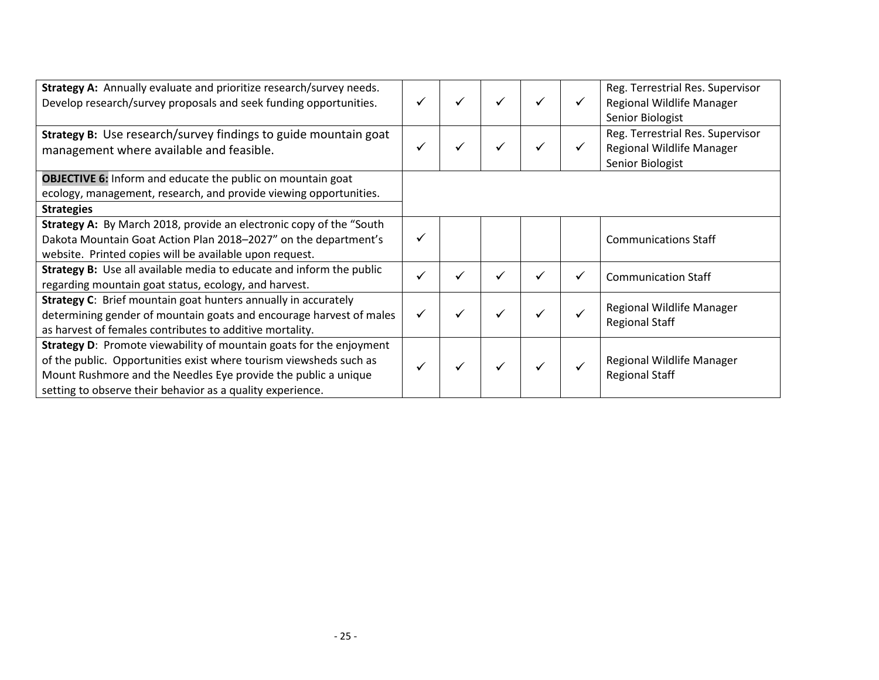| | | | | | | |
|---|---|---|---|---|---|---|
| **Strategy A:** Annually evaluate and prioritize research/survey needs. Develop research/survey proposals and seek funding opportunities. | ✓ | ✓ | ✓ | ✓ | ✓ | Reg. Terrestrial Res. Supervisor<br>Regional Wildlife Manager<br>Senior Biologist |
| **Strategy B:** Use research/survey findings to guide mountain goat management where available and feasible. | ✓ | ✓ | ✓ | ✓ | ✓ | Reg. Terrestrial Res. Supervisor<br>Regional Wildlife Manager<br>Senior Biologist |
| **OBJECTIVE 6:** Inform and educate the public on mountain goat ecology, management, research, and provide viewing opportunities. | | | | | | |
| **Strategies** | | | | | | |
| **Strategy A:** By March 2018, provide an electronic copy of the "South Dakota Mountain Goat Action Plan 2018–2027" on the department's website. Printed copies will be available upon request. | ✓ | | | | | Communications Staff |
| **Strategy B:** Use all available media to educate and inform the public regarding mountain goat status, ecology, and harvest. | ✓ | ✓ | ✓ | ✓ | ✓ | Communication Staff |
| **Strategy C**: Brief mountain goat hunters annually in accurately determining gender of mountain goats and encourage harvest of males as harvest of females contributes to additive mortality. | ✓ | ✓ | ✓ | ✓ | ✓ | Regional Wildlife Manager<br>Regional Staff |
| **Strategy D**: Promote viewability of mountain goats for the enjoyment of the public. Opportunities exist where tourism viewsheds such as Mount Rushmore and the Needles Eye provide the public a unique setting to observe their behavior as a quality experience. | ✓ | ✓ | ✓ | ✓ | ✓ | Regional Wildlife Manager<br>Regional Staff |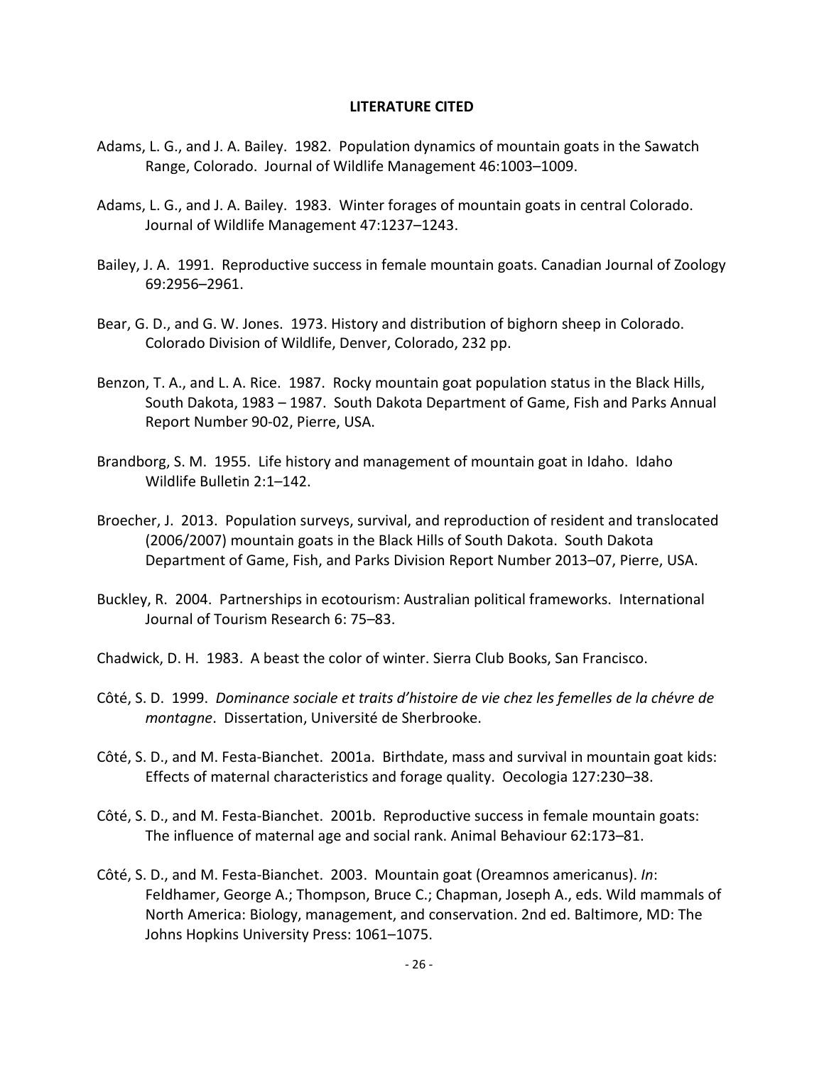## LITERATURE CITED

Adams, L. G., and J. A. Bailey. 1982. Population dynamics of mountain goats in the Sawatch Range, Colorado. Journal of Wildlife Management 46:1003–1009.

Adams, L. G., and J. A. Bailey. 1983. Winter forages of mountain goats in central Colorado. Journal of Wildlife Management 47:1237–1243.

Bailey, J. A. 1991. Reproductive success in female mountain goats. Canadian Journal of Zoology 69:2956–2961.

Bear, G. D., and G. W. Jones. 1973. History and distribution of bighorn sheep in Colorado. Colorado Division of Wildlife, Denver, Colorado, 232 pp.

Benzon, T. A., and L. A. Rice. 1987. Rocky mountain goat population status in the Black Hills, South Dakota, 1983 – 1987. South Dakota Department of Game, Fish and Parks Annual Report Number 90-02, Pierre, USA.

Brandborg, S. M. 1955. Life history and management of mountain goat in Idaho. Idaho Wildlife Bulletin 2:1–142.

Broecher, J. 2013. Population surveys, survival, and reproduction of resident and translocated (2006/2007) mountain goats in the Black Hills of South Dakota. South Dakota Department of Game, Fish, and Parks Division Report Number 2013–07, Pierre, USA.

Buckley, R. 2004. Partnerships in ecotourism: Australian political frameworks. International Journal of Tourism Research 6: 75–83.

Chadwick, D. H. 1983. A beast the color of winter. Sierra Club Books, San Francisco.

Côté, S. D. 1999. *Dominance sociale et traits d'histoire de vie chez les femelles de la chévre de montagne*. Dissertation, Université de Sherbrooke.

Côté, S. D., and M. Festa-Bianchet. 2001a. Birthdate, mass and survival in mountain goat kids: Effects of maternal characteristics and forage quality. Oecologia 127:230–38.

Côté, S. D., and M. Festa-Bianchet. 2001b. Reproductive success in female mountain goats: The influence of maternal age and social rank. Animal Behaviour 62:173–81.

Côté, S. D., and M. Festa-Bianchet. 2003. Mountain goat (Oreamnos americanus). *In*: Feldhamer, George A.; Thompson, Bruce C.; Chapman, Joseph A., eds. Wild mammals of North America: Biology, management, and conservation. 2nd ed. Baltimore, MD: The Johns Hopkins University Press: 1061–1075.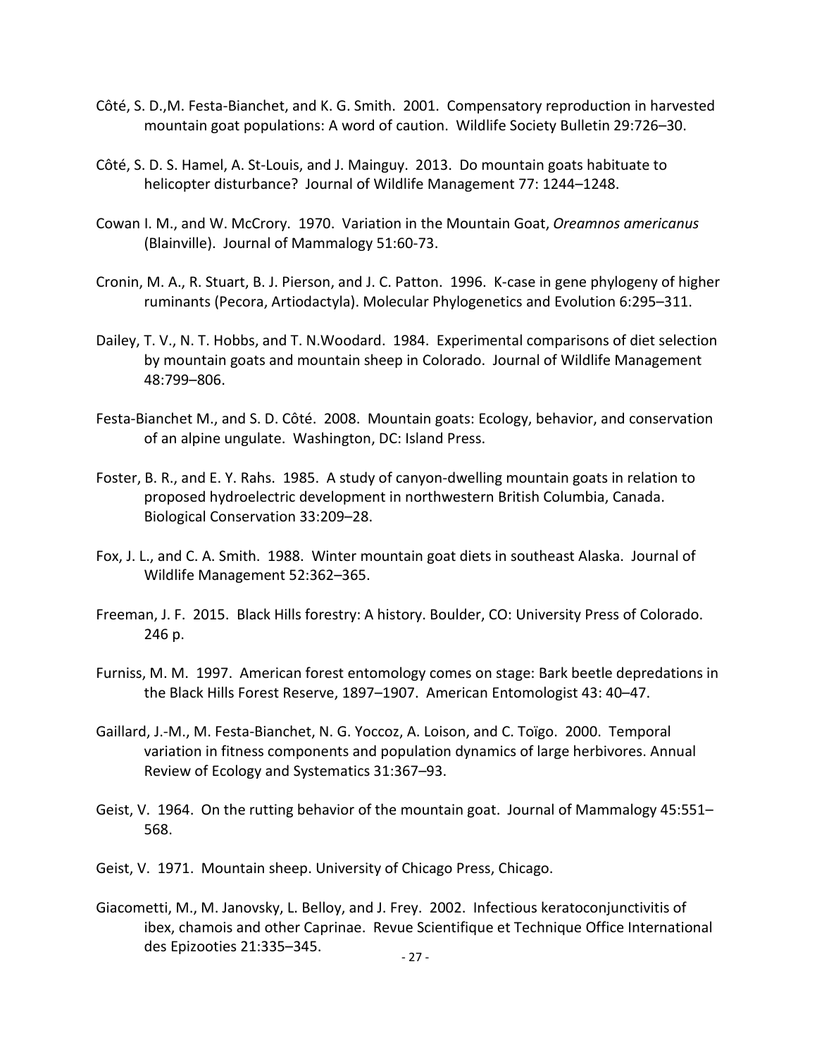Côté, S. D.,M. Festa-Bianchet, and K. G. Smith. 2001. Compensatory reproduction in harvested mountain goat populations: A word of caution. Wildlife Society Bulletin 29:726–30.

Côté, S. D. S. Hamel, A. St-Louis, and J. Mainguy. 2013. Do mountain goats habituate to helicopter disturbance? Journal of Wildlife Management 77: 1244–1248.

Cowan I. M., and W. McCrory. 1970. Variation in the Mountain Goat, *Oreamnos americanus* (Blainville). Journal of Mammalogy 51:60-73.

Cronin, M. A., R. Stuart, B. J. Pierson, and J. C. Patton. 1996. K-case in gene phylogeny of higher ruminants (Pecora, Artiodactyla). Molecular Phylogenetics and Evolution 6:295–311.

Dailey, T. V., N. T. Hobbs, and T. N.Woodard. 1984. Experimental comparisons of diet selection by mountain goats and mountain sheep in Colorado. Journal of Wildlife Management 48:799–806.

Festa-Bianchet M., and S. D. Côté. 2008. Mountain goats: Ecology, behavior, and conservation of an alpine ungulate. Washington, DC: Island Press.

Foster, B. R., and E. Y. Rahs. 1985. A study of canyon-dwelling mountain goats in relation to proposed hydroelectric development in northwestern British Columbia, Canada. Biological Conservation 33:209–28.

Fox, J. L., and C. A. Smith. 1988. Winter mountain goat diets in southeast Alaska. Journal of Wildlife Management 52:362–365.

Freeman, J. F. 2015. Black Hills forestry: A history. Boulder, CO: University Press of Colorado. 246 p.

Furniss, M. M. 1997. American forest entomology comes on stage: Bark beetle depredations in the Black Hills Forest Reserve, 1897–1907. American Entomologist 43: 40–47.

Gaillard, J.-M., M. Festa-Bianchet, N. G. Yoccoz, A. Loison, and C. Toïgo. 2000. Temporal variation in fitness components and population dynamics of large herbivores. Annual Review of Ecology and Systematics 31:367–93.

Geist, V. 1964. On the rutting behavior of the mountain goat. Journal of Mammalogy 45:551–568.

Geist, V. 1971. Mountain sheep. University of Chicago Press, Chicago.

Giacometti, M., M. Janovsky, L. Belloy, and J. Frey. 2002. Infectious keratoconjunctivitis of ibex, chamois and other Caprinae. Revue Scientifique et Technique Office International des Epizooties 21:335–345.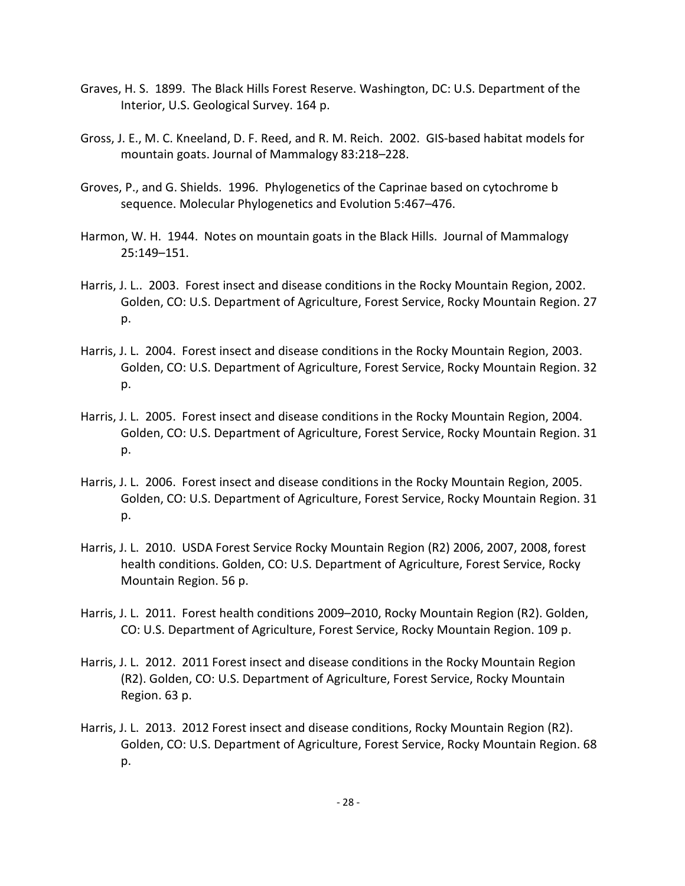Graves, H. S. 1899. The Black Hills Forest Reserve. Washington, DC: U.S. Department of the Interior, U.S. Geological Survey. 164 p.

Gross, J. E., M. C. Kneeland, D. F. Reed, and R. M. Reich. 2002. GIS-based habitat models for mountain goats. Journal of Mammalogy 83:218–228.

Groves, P., and G. Shields. 1996. Phylogenetics of the Caprinae based on cytochrome b sequence. Molecular Phylogenetics and Evolution 5:467–476.

Harmon, W. H. 1944. Notes on mountain goats in the Black Hills. Journal of Mammalogy 25:149–151.

Harris, J. L.. 2003. Forest insect and disease conditions in the Rocky Mountain Region, 2002. Golden, CO: U.S. Department of Agriculture, Forest Service, Rocky Mountain Region. 27 p.

Harris, J. L. 2004. Forest insect and disease conditions in the Rocky Mountain Region, 2003. Golden, CO: U.S. Department of Agriculture, Forest Service, Rocky Mountain Region. 32 p.

Harris, J. L. 2005. Forest insect and disease conditions in the Rocky Mountain Region, 2004. Golden, CO: U.S. Department of Agriculture, Forest Service, Rocky Mountain Region. 31 p.

Harris, J. L. 2006. Forest insect and disease conditions in the Rocky Mountain Region, 2005. Golden, CO: U.S. Department of Agriculture, Forest Service, Rocky Mountain Region. 31 p.

Harris, J. L. 2010. USDA Forest Service Rocky Mountain Region (R2) 2006, 2007, 2008, forest health conditions. Golden, CO: U.S. Department of Agriculture, Forest Service, Rocky Mountain Region. 56 p.

Harris, J. L. 2011. Forest health conditions 2009–2010, Rocky Mountain Region (R2). Golden, CO: U.S. Department of Agriculture, Forest Service, Rocky Mountain Region. 109 p.

Harris, J. L. 2012. 2011 Forest insect and disease conditions in the Rocky Mountain Region (R2). Golden, CO: U.S. Department of Agriculture, Forest Service, Rocky Mountain Region. 63 p.

Harris, J. L. 2013. 2012 Forest insect and disease conditions, Rocky Mountain Region (R2). Golden, CO: U.S. Department of Agriculture, Forest Service, Rocky Mountain Region. 68 p.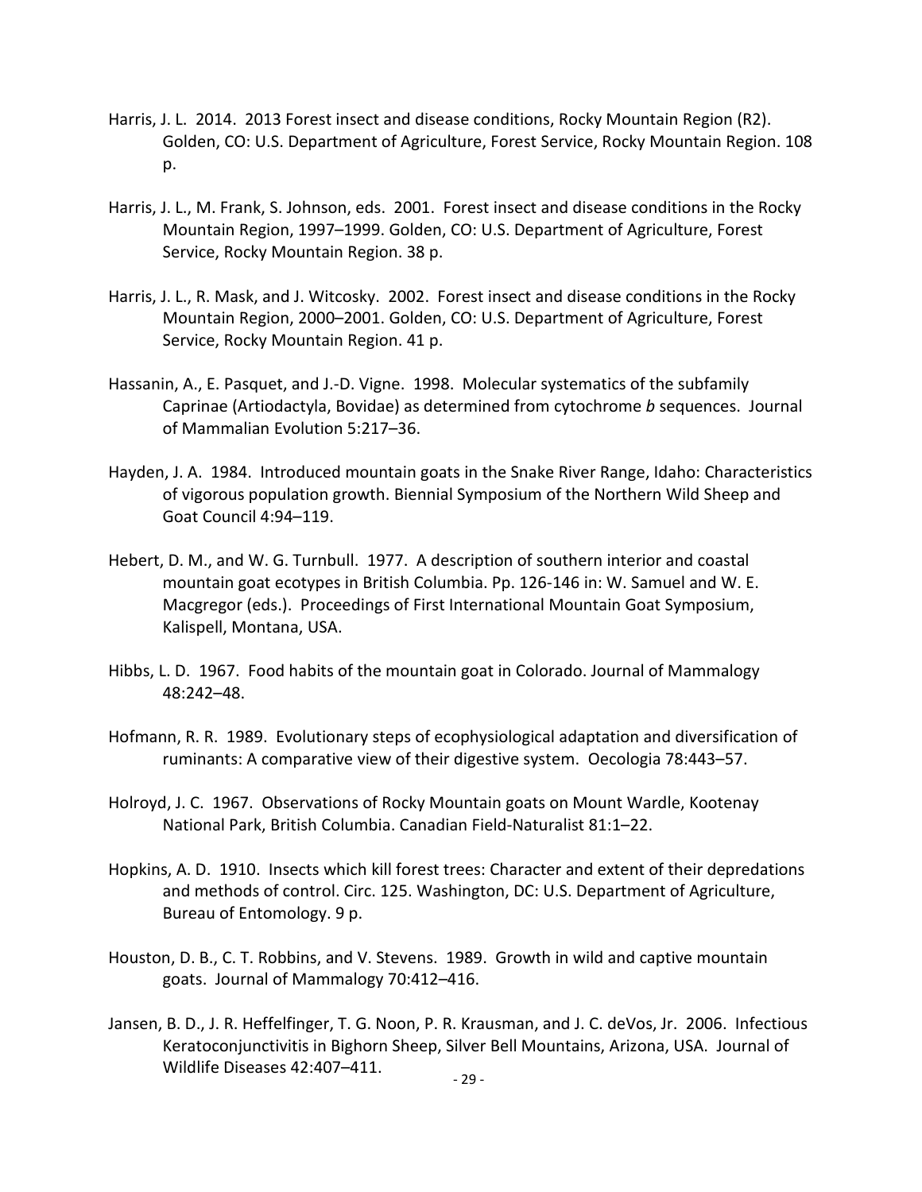Harris, J. L. 2014. 2013 Forest insect and disease conditions, Rocky Mountain Region (R2). Golden, CO: U.S. Department of Agriculture, Forest Service, Rocky Mountain Region. 108 p.

Harris, J. L., M. Frank, S. Johnson, eds. 2001. Forest insect and disease conditions in the Rocky Mountain Region, 1997–1999. Golden, CO: U.S. Department of Agriculture, Forest Service, Rocky Mountain Region. 38 p.

Harris, J. L., R. Mask, and J. Witcosky. 2002. Forest insect and disease conditions in the Rocky Mountain Region, 2000–2001. Golden, CO: U.S. Department of Agriculture, Forest Service, Rocky Mountain Region. 41 p.

Hassanin, A., E. Pasquet, and J.-D. Vigne. 1998. Molecular systematics of the subfamily Caprinae (Artiodactyla, Bovidae) as determined from cytochrome *b* sequences. Journal of Mammalian Evolution 5:217–36.

Hayden, J. A. 1984. Introduced mountain goats in the Snake River Range, Idaho: Characteristics of vigorous population growth. Biennial Symposium of the Northern Wild Sheep and Goat Council 4:94–119.

Hebert, D. M., and W. G. Turnbull. 1977. A description of southern interior and coastal mountain goat ecotypes in British Columbia. Pp. 126-146 in: W. Samuel and W. E. Macgregor (eds.). Proceedings of First International Mountain Goat Symposium, Kalispell, Montana, USA.

Hibbs, L. D. 1967. Food habits of the mountain goat in Colorado. Journal of Mammalogy 48:242–48.

Hofmann, R. R. 1989. Evolutionary steps of ecophysiological adaptation and diversification of ruminants: A comparative view of their digestive system. Oecologia 78:443–57.

Holroyd, J. C. 1967. Observations of Rocky Mountain goats on Mount Wardle, Kootenay National Park, British Columbia. Canadian Field-Naturalist 81:1–22.

Hopkins, A. D. 1910. Insects which kill forest trees: Character and extent of their depredations and methods of control. Circ. 125. Washington, DC: U.S. Department of Agriculture, Bureau of Entomology. 9 p.

Houston, D. B., C. T. Robbins, and V. Stevens. 1989. Growth in wild and captive mountain goats. Journal of Mammalogy 70:412–416.

Jansen, B. D., J. R. Heffelfinger, T. G. Noon, P. R. Krausman, and J. C. deVos, Jr. 2006. Infectious Keratoconjunctivitis in Bighorn Sheep, Silver Bell Mountains, Arizona, USA. Journal of Wildlife Diseases 42:407–411.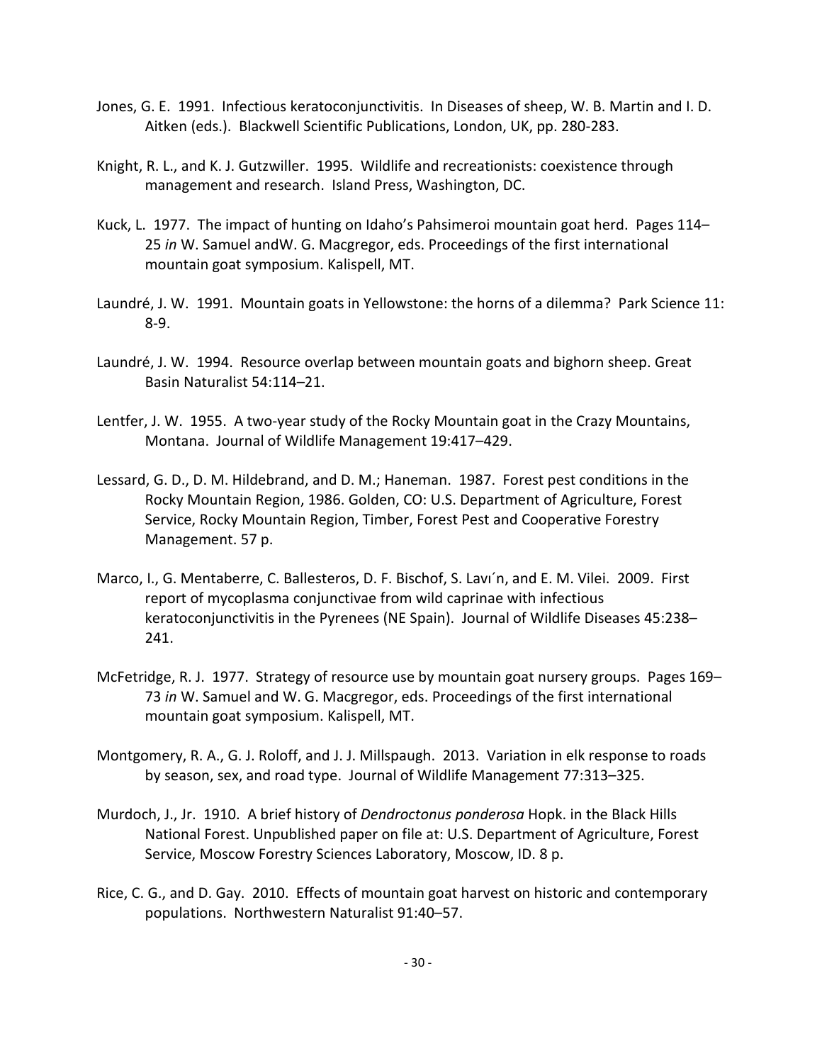Jones, G. E. 1991. Infectious keratoconjunctivitis. In Diseases of sheep, W. B. Martin and I. D. Aitken (eds.). Blackwell Scientific Publications, London, UK, pp. 280-283.

Knight, R. L., and K. J. Gutzwiller. 1995. Wildlife and recreationists: coexistence through management and research. Island Press, Washington, DC.

Kuck, L. 1977. The impact of hunting on Idaho's Pahsimeroi mountain goat herd. Pages 114–25 *in* W. Samuel andW. G. Macgregor, eds. Proceedings of the first international mountain goat symposium. Kalispell, MT.

Laundré, J. W. 1991. Mountain goats in Yellowstone: the horns of a dilemma? Park Science 11: 8-9.

Laundré, J. W. 1994. Resource overlap between mountain goats and bighorn sheep. Great Basin Naturalist 54:114–21.

Lentfer, J. W. 1955. A two-year study of the Rocky Mountain goat in the Crazy Mountains, Montana. Journal of Wildlife Management 19:417–429.

Lessard, G. D., D. M. Hildebrand, and D. M.; Haneman. 1987. Forest pest conditions in the Rocky Mountain Region, 1986. Golden, CO: U.S. Department of Agriculture, Forest Service, Rocky Mountain Region, Timber, Forest Pest and Cooperative Forestry Management. 57 p.

Marco, I., G. Mentaberre, C. Ballesteros, D. F. Bischof, S. Lavı´n, and E. M. Vilei. 2009. First report of mycoplasma conjunctivae from wild caprinae with infectious keratoconjunctivitis in the Pyrenees (NE Spain). Journal of Wildlife Diseases 45:238–241.

McFetridge, R. J. 1977. Strategy of resource use by mountain goat nursery groups. Pages 169–73 *in* W. Samuel and W. G. Macgregor, eds. Proceedings of the first international mountain goat symposium. Kalispell, MT.

Montgomery, R. A., G. J. Roloff, and J. J. Millspaugh. 2013. Variation in elk response to roads by season, sex, and road type. Journal of Wildlife Management 77:313–325.

Murdoch, J., Jr. 1910. A brief history of *Dendroctonus ponderosa* Hopk. in the Black Hills National Forest. Unpublished paper on file at: U.S. Department of Agriculture, Forest Service, Moscow Forestry Sciences Laboratory, Moscow, ID. 8 p.

Rice, C. G., and D. Gay. 2010. Effects of mountain goat harvest on historic and contemporary populations. Northwestern Naturalist 91:40–57.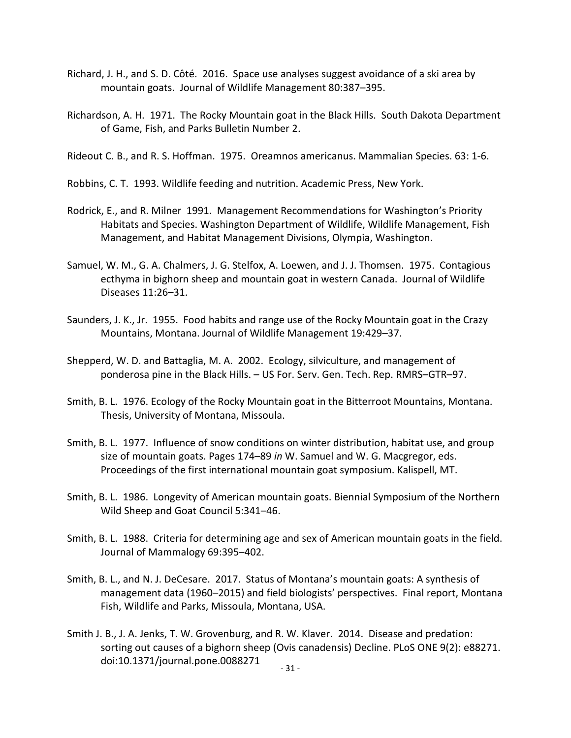Richard, J. H., and S. D. Côté. 2016. Space use analyses suggest avoidance of a ski area by mountain goats. Journal of Wildlife Management 80:387–395.

Richardson, A. H. 1971. The Rocky Mountain goat in the Black Hills. South Dakota Department of Game, Fish, and Parks Bulletin Number 2.

Rideout C. B., and R. S. Hoffman. 1975. Oreamnos americanus. Mammalian Species. 63: 1-6.

Robbins, C. T. 1993. Wildlife feeding and nutrition. Academic Press, New York.

Rodrick, E., and R. Milner 1991. Management Recommendations for Washington's Priority Habitats and Species. Washington Department of Wildlife, Wildlife Management, Fish Management, and Habitat Management Divisions, Olympia, Washington.

Samuel, W. M., G. A. Chalmers, J. G. Stelfox, A. Loewen, and J. J. Thomsen. 1975. Contagious ecthyma in bighorn sheep and mountain goat in western Canada. Journal of Wildlife Diseases 11:26–31.

Saunders, J. K., Jr. 1955. Food habits and range use of the Rocky Mountain goat in the Crazy Mountains, Montana. Journal of Wildlife Management 19:429–37.

Shepperd, W. D. and Battaglia, M. A. 2002. Ecology, silviculture, and management of ponderosa pine in the Black Hills. – US For. Serv. Gen. Tech. Rep. RMRS–GTR–97.

Smith, B. L. 1976. Ecology of the Rocky Mountain goat in the Bitterroot Mountains, Montana. Thesis, University of Montana, Missoula.

Smith, B. L. 1977. Influence of snow conditions on winter distribution, habitat use, and group size of mountain goats. Pages 174–89 *in* W. Samuel and W. G. Macgregor, eds. Proceedings of the first international mountain goat symposium. Kalispell, MT.

Smith, B. L. 1986. Longevity of American mountain goats. Biennial Symposium of the Northern Wild Sheep and Goat Council 5:341–46.

Smith, B. L. 1988. Criteria for determining age and sex of American mountain goats in the field. Journal of Mammalogy 69:395–402.

Smith, B. L., and N. J. DeCesare. 2017. Status of Montana's mountain goats: A synthesis of management data (1960–2015) and field biologists' perspectives. Final report, Montana Fish, Wildlife and Parks, Missoula, Montana, USA.

Smith J. B., J. A. Jenks, T. W. Grovenburg, and R. W. Klaver. 2014. Disease and predation: sorting out causes of a bighorn sheep (Ovis canadensis) Decline. PLoS ONE 9(2): e88271. doi:10.1371/journal.pone.0088271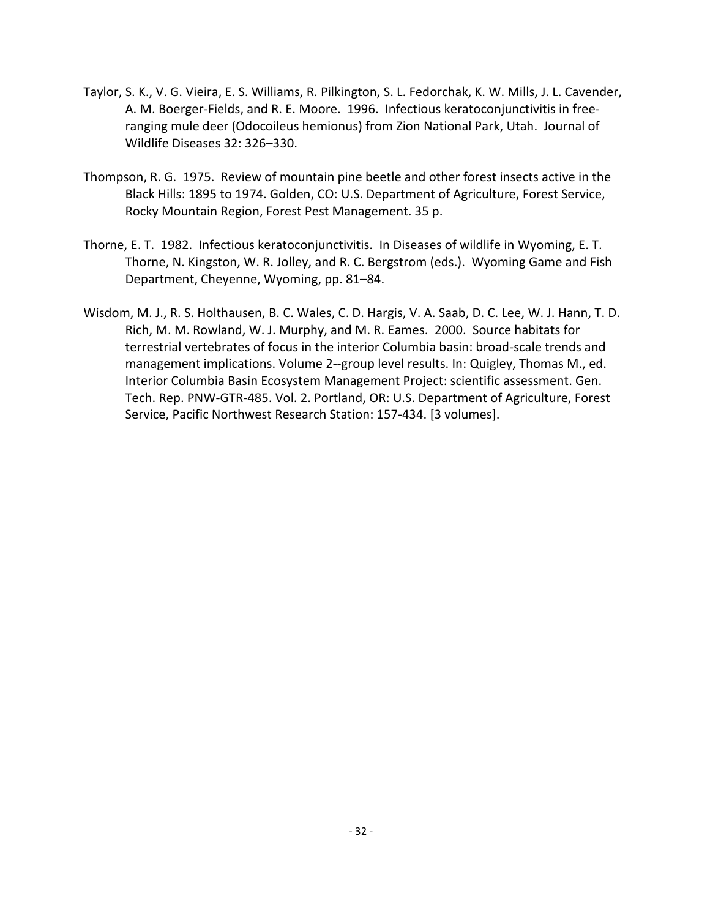Taylor, S. K., V. G. Vieira, E. S. Williams, R. Pilkington, S. L. Fedorchak, K. W. Mills, J. L. Cavender, A. M. Boerger-Fields, and R. E. Moore. 1996. Infectious keratoconjunctivitis in free-ranging mule deer (Odocoileus hemionus) from Zion National Park, Utah. Journal of Wildlife Diseases 32: 326–330.

Thompson, R. G. 1975. Review of mountain pine beetle and other forest insects active in the Black Hills: 1895 to 1974. Golden, CO: U.S. Department of Agriculture, Forest Service, Rocky Mountain Region, Forest Pest Management. 35 p.

Thorne, E. T. 1982. Infectious keratoconjunctivitis. In Diseases of wildlife in Wyoming, E. T. Thorne, N. Kingston, W. R. Jolley, and R. C. Bergstrom (eds.). Wyoming Game and Fish Department, Cheyenne, Wyoming, pp. 81–84.

Wisdom, M. J., R. S. Holthausen, B. C. Wales, C. D. Hargis, V. A. Saab, D. C. Lee, W. J. Hann, T. D. Rich, M. M. Rowland, W. J. Murphy, and M. R. Eames. 2000. Source habitats for terrestrial vertebrates of focus in the interior Columbia basin: broad-scale trends and management implications. Volume 2--group level results. In: Quigley, Thomas M., ed. Interior Columbia Basin Ecosystem Management Project: scientific assessment. Gen. Tech. Rep. PNW-GTR-485. Vol. 2. Portland, OR: U.S. Department of Agriculture, Forest Service, Pacific Northwest Research Station: 157-434. [3 volumes].